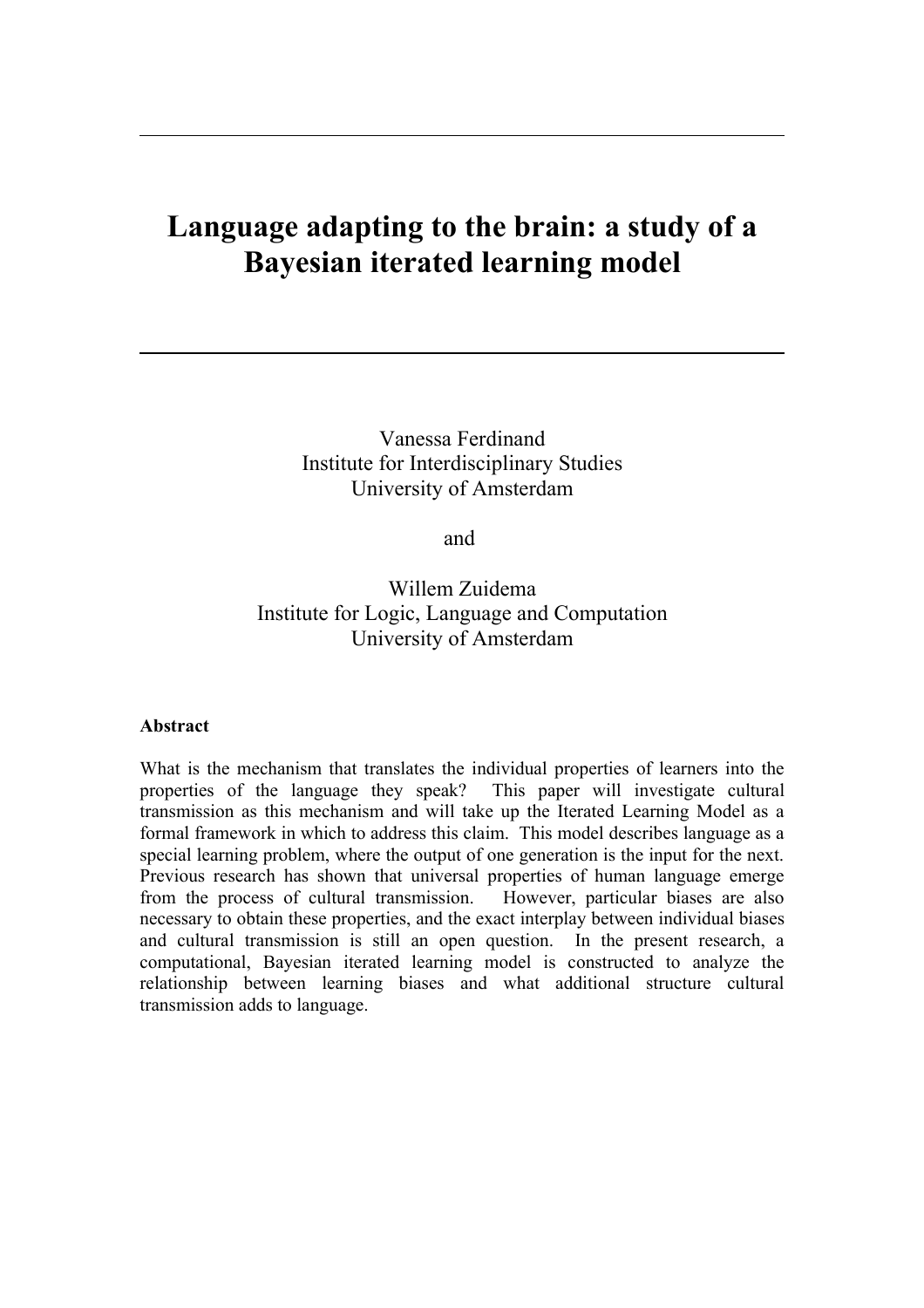# Language adapting to the brain: a study of a Bayesian iterated learning model

Vanessa Ferdinand
Institute for Interdisciplinary Studies
University of Amsterdam

and

Willem Zuidema
Institute for Logic, Language and Computation
University of Amsterdam

**Abstract**

What is the mechanism that translates the individual properties of learners into the properties of the language they speak? This paper will investigate cultural transmission as this mechanism and will take up the Iterated Learning Model as a formal framework in which to address this claim. This model describes language as a special learning problem, where the output of one generation is the input for the next. Previous research has shown that universal properties of human language emerge from the process of cultural transmission. However, particular biases are also necessary to obtain these properties, and the exact interplay between individual biases and cultural transmission is still an open question. In the present research, a computational, Bayesian iterated learning model is constructed to analyze the relationship between learning biases and what additional structure cultural transmission adds to language.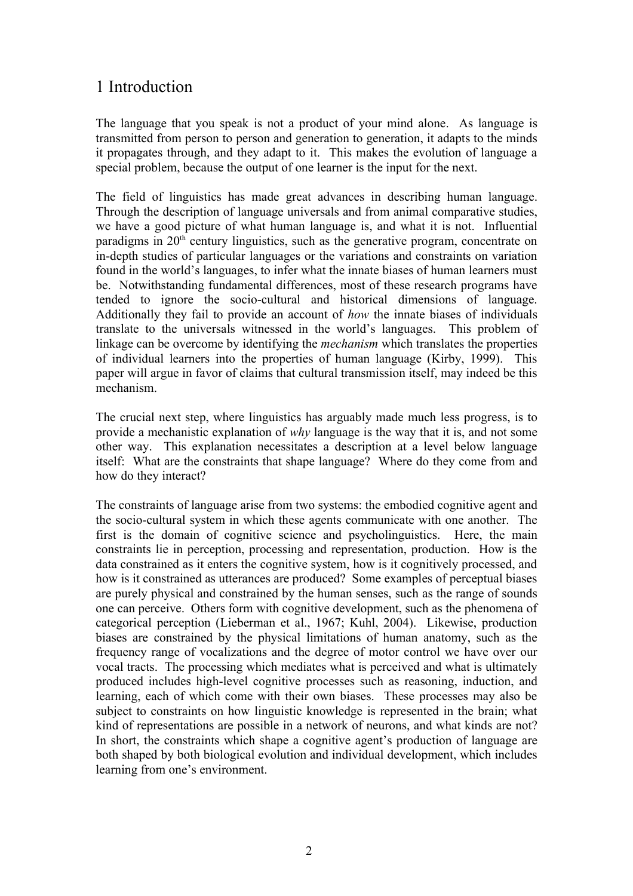# 1 Introduction

The language that you speak is not a product of your mind alone. As language is transmitted from person to person and generation to generation, it adapts to the minds it propagates through, and they adapt to it. This makes the evolution of language a special problem, because the output of one learner is the input for the next.

The field of linguistics has made great advances in describing human language. Through the description of language universals and from animal comparative studies, we have a good picture of what human language is, and what it is not. Influential paradigms in 20th century linguistics, such as the generative program, concentrate on in-depth studies of particular languages or the variations and constraints on variation found in the world's languages, to infer what the innate biases of human learners must be. Notwithstanding fundamental differences, most of these research programs have tended to ignore the socio-cultural and historical dimensions of language. Additionally they fail to provide an account of *how* the innate biases of individuals translate to the universals witnessed in the world's languages. This problem of linkage can be overcome by identifying the *mechanism* which translates the properties of individual learners into the properties of human language (Kirby, 1999). This paper will argue in favor of claims that cultural transmission itself, may indeed be this mechanism.

The crucial next step, where linguistics has arguably made much less progress, is to provide a mechanistic explanation of *why* language is the way that it is, and not some other way. This explanation necessitates a description at a level below language itself: What are the constraints that shape language? Where do they come from and how do they interact?

The constraints of language arise from two systems: the embodied cognitive agent and the socio-cultural system in which these agents communicate with one another. The first is the domain of cognitive science and psycholinguistics. Here, the main constraints lie in perception, processing and representation, production. How is the data constrained as it enters the cognitive system, how is it cognitively processed, and how is it constrained as utterances are produced? Some examples of perceptual biases are purely physical and constrained by the human senses, such as the range of sounds one can perceive. Others form with cognitive development, such as the phenomena of categorical perception (Lieberman et al., 1967; Kuhl, 2004). Likewise, production biases are constrained by the physical limitations of human anatomy, such as the frequency range of vocalizations and the degree of motor control we have over our vocal tracts. The processing which mediates what is perceived and what is ultimately produced includes high-level cognitive processes such as reasoning, induction, and learning, each of which come with their own biases. These processes may also be subject to constraints on how linguistic knowledge is represented in the brain; what kind of representations are possible in a network of neurons, and what kinds are not? In short, the constraints which shape a cognitive agent's production of language are both shaped by both biological evolution and individual development, which includes learning from one's environment.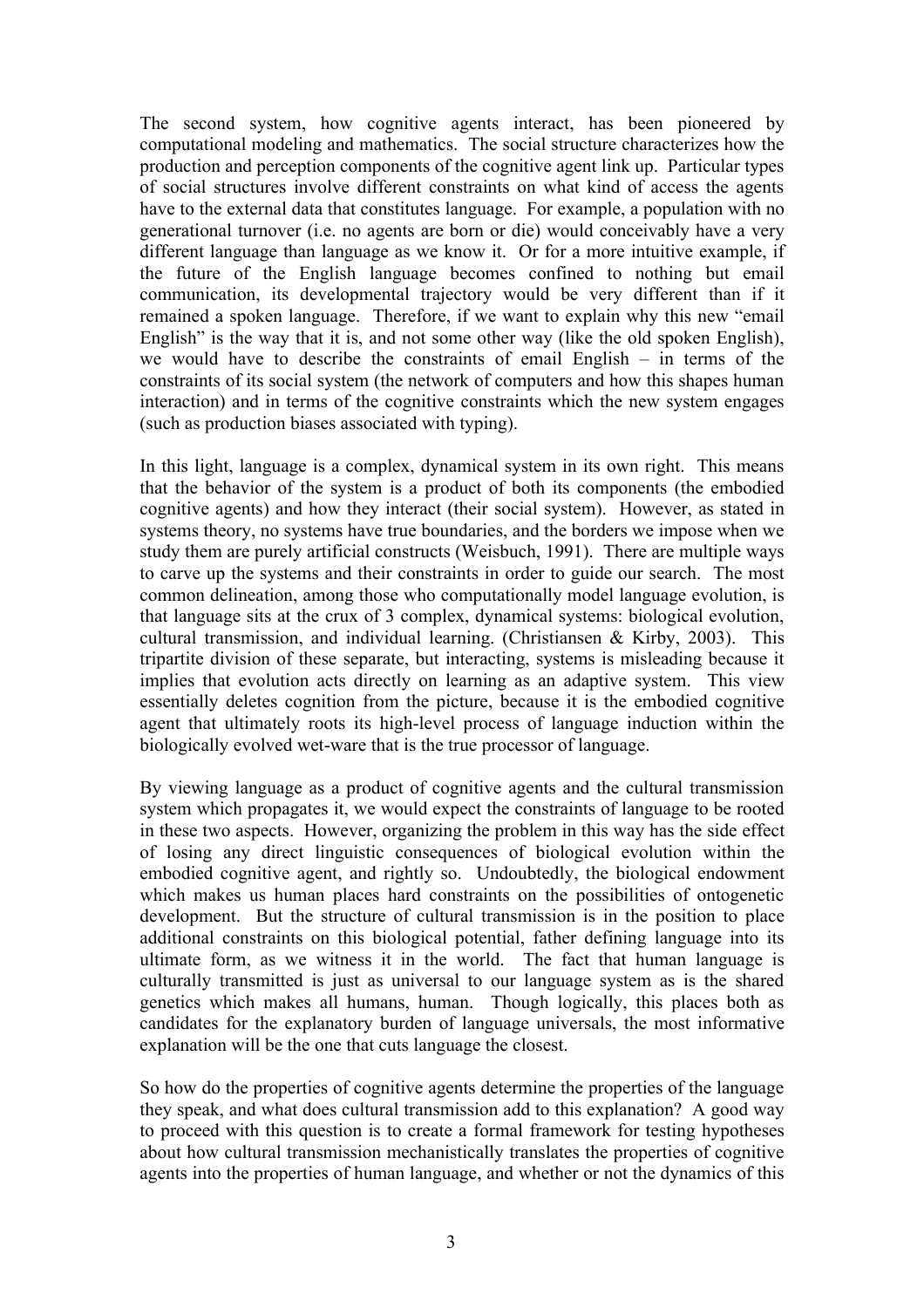The second system, how cognitive agents interact, has been pioneered by computational modeling and mathematics. The social structure characterizes how the production and perception components of the cognitive agent link up. Particular types of social structures involve different constraints on what kind of access the agents have to the external data that constitutes language. For example, a population with no generational turnover (i.e. no agents are born or die) would conceivably have a very different language than language as we know it. Or for a more intuitive example, if the future of the English language becomes confined to nothing but email communication, its developmental trajectory would be very different than if it remained a spoken language. Therefore, if we want to explain why this new "email English" is the way that it is, and not some other way (like the old spoken English), we would have to describe the constraints of email English – in terms of the constraints of its social system (the network of computers and how this shapes human interaction) and in terms of the cognitive constraints which the new system engages (such as production biases associated with typing).

In this light, language is a complex, dynamical system in its own right. This means that the behavior of the system is a product of both its components (the embodied cognitive agents) and how they interact (their social system). However, as stated in systems theory, no systems have true boundaries, and the borders we impose when we study them are purely artificial constructs (Weisbuch, 1991). There are multiple ways to carve up the systems and their constraints in order to guide our search. The most common delineation, among those who computationally model language evolution, is that language sits at the crux of 3 complex, dynamical systems: biological evolution, cultural transmission, and individual learning. (Christiansen & Kirby, 2003). This tripartite division of these separate, but interacting, systems is misleading because it implies that evolution acts directly on learning as an adaptive system. This view essentially deletes cognition from the picture, because it is the embodied cognitive agent that ultimately roots its high-level process of language induction within the biologically evolved wet-ware that is the true processor of language.

By viewing language as a product of cognitive agents and the cultural transmission system which propagates it, we would expect the constraints of language to be rooted in these two aspects. However, organizing the problem in this way has the side effect of losing any direct linguistic consequences of biological evolution within the embodied cognitive agent, and rightly so. Undoubtedly, the biological endowment which makes us human places hard constraints on the possibilities of ontogenetic development. But the structure of cultural transmission is in the position to place additional constraints on this biological potential, father defining language into its ultimate form, as we witness it in the world. The fact that human language is culturally transmitted is just as universal to our language system as is the shared genetics which makes all humans, human. Though logically, this places both as candidates for the explanatory burden of language universals, the most informative explanation will be the one that cuts language the closest.

So how do the properties of cognitive agents determine the properties of the language they speak, and what does cultural transmission add to this explanation? A good way to proceed with this question is to create a formal framework for testing hypotheses about how cultural transmission mechanistically translates the properties of cognitive agents into the properties of human language, and whether or not the dynamics of this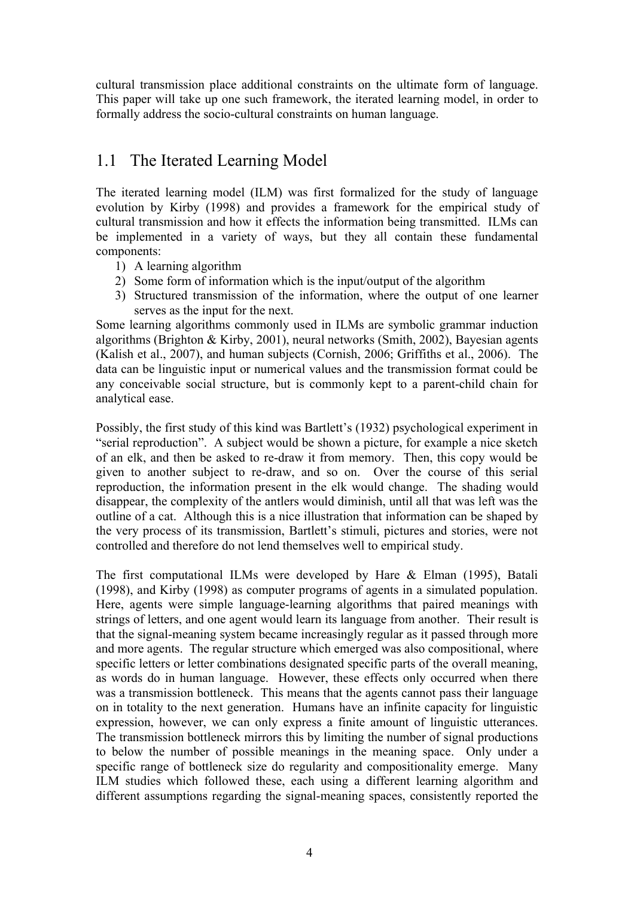cultural transmission place additional constraints on the ultimate form of language. This paper will take up one such framework, the iterated learning model, in order to formally address the socio-cultural constraints on human language.

## 1.1 The Iterated Learning Model

The iterated learning model (ILM) was first formalized for the study of language evolution by Kirby (1998) and provides a framework for the empirical study of cultural transmission and how it effects the information being transmitted. ILMs can be implemented in a variety of ways, but they all contain these fundamental components:

1) A learning algorithm
2) Some form of information which is the input/output of the algorithm
3) Structured transmission of the information, where the output of one learner serves as the input for the next.

Some learning algorithms commonly used in ILMs are symbolic grammar induction algorithms (Brighton & Kirby, 2001), neural networks (Smith, 2002), Bayesian agents (Kalish et al., 2007), and human subjects (Cornish, 2006; Griffiths et al., 2006). The data can be linguistic input or numerical values and the transmission format could be any conceivable social structure, but is commonly kept to a parent-child chain for analytical ease.

Possibly, the first study of this kind was Bartlett's (1932) psychological experiment in "serial reproduction". A subject would be shown a picture, for example a nice sketch of an elk, and then be asked to re-draw it from memory. Then, this copy would be given to another subject to re-draw, and so on. Over the course of this serial reproduction, the information present in the elk would change. The shading would disappear, the complexity of the antlers would diminish, until all that was left was the outline of a cat. Although this is a nice illustration that information can be shaped by the very process of its transmission, Bartlett's stimuli, pictures and stories, were not controlled and therefore do not lend themselves well to empirical study.

The first computational ILMs were developed by Hare & Elman (1995), Batali (1998), and Kirby (1998) as computer programs of agents in a simulated population. Here, agents were simple language-learning algorithms that paired meanings with strings of letters, and one agent would learn its language from another. Their result is that the signal-meaning system became increasingly regular as it passed through more and more agents. The regular structure which emerged was also compositional, where specific letters or letter combinations designated specific parts of the overall meaning, as words do in human language. However, these effects only occurred when there was a transmission bottleneck. This means that the agents cannot pass their language on in totality to the next generation. Humans have an infinite capacity for linguistic expression, however, we can only express a finite amount of linguistic utterances. The transmission bottleneck mirrors this by limiting the number of signal productions to below the number of possible meanings in the meaning space. Only under a specific range of bottleneck size do regularity and compositionality emerge. Many ILM studies which followed these, each using a different learning algorithm and different assumptions regarding the signal-meaning spaces, consistently reported the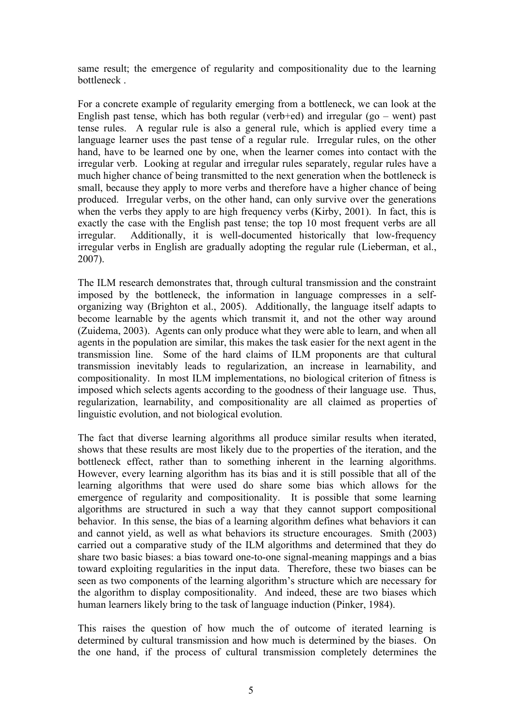same result; the emergence of regularity and compositionality due to the learning bottleneck .

For a concrete example of regularity emerging from a bottleneck, we can look at the English past tense, which has both regular (verb+ed) and irregular (go – went) past tense rules. A regular rule is also a general rule, which is applied every time a language learner uses the past tense of a regular rule. Irregular rules, on the other hand, have to be learned one by one, when the learner comes into contact with the irregular verb. Looking at regular and irregular rules separately, regular rules have a much higher chance of being transmitted to the next generation when the bottleneck is small, because they apply to more verbs and therefore have a higher chance of being produced. Irregular verbs, on the other hand, can only survive over the generations when the verbs they apply to are high frequency verbs (Kirby, 2001). In fact, this is exactly the case with the English past tense; the top 10 most frequent verbs are all irregular. Additionally, it is well-documented historically that low-frequency irregular verbs in English are gradually adopting the regular rule (Lieberman, et al., 2007).

The ILM research demonstrates that, through cultural transmission and the constraint imposed by the bottleneck, the information in language compresses in a self-organizing way (Brighton et al., 2005). Additionally, the language itself adapts to become learnable by the agents which transmit it, and not the other way around (Zuidema, 2003). Agents can only produce what they were able to learn, and when all agents in the population are similar, this makes the task easier for the next agent in the transmission line. Some of the hard claims of ILM proponents are that cultural transmission inevitably leads to regularization, an increase in learnability, and compositionality. In most ILM implementations, no biological criterion of fitness is imposed which selects agents according to the goodness of their language use. Thus, regularization, learnability, and compositionality are all claimed as properties of linguistic evolution, and not biological evolution.

The fact that diverse learning algorithms all produce similar results when iterated, shows that these results are most likely due to the properties of the iteration, and the bottleneck effect, rather than to something inherent in the learning algorithms. However, every learning algorithm has its bias and it is still possible that all of the learning algorithms that were used do share some bias which allows for the emergence of regularity and compositionality. It is possible that some learning algorithms are structured in such a way that they cannot support compositional behavior. In this sense, the bias of a learning algorithm defines what behaviors it can and cannot yield, as well as what behaviors its structure encourages. Smith (2003) carried out a comparative study of the ILM algorithms and determined that they do share two basic biases: a bias toward one-to-one signal-meaning mappings and a bias toward exploiting regularities in the input data. Therefore, these two biases can be seen as two components of the learning algorithm's structure which are necessary for the algorithm to display compositionality. And indeed, these are two biases which human learners likely bring to the task of language induction (Pinker, 1984).

This raises the question of how much the of outcome of iterated learning is determined by cultural transmission and how much is determined by the biases. On the one hand, if the process of cultural transmission completely determines the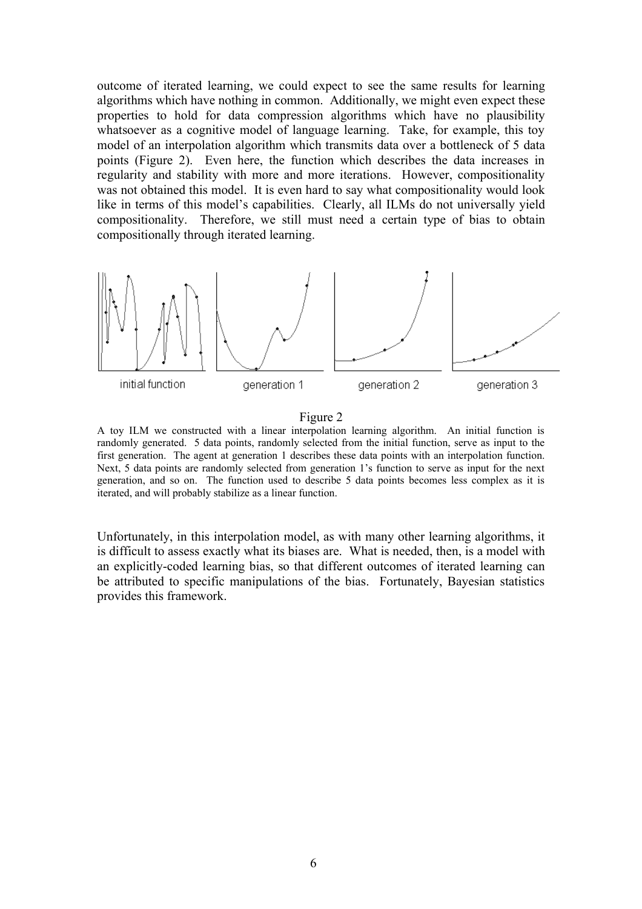outcome of iterated learning, we could expect to see the same results for learning algorithms which have nothing in common. Additionally, we might even expect these properties to hold for data compression algorithms which have no plausibility whatsoever as a cognitive model of language learning. Take, for example, this toy model of an interpolation algorithm which transmits data over a bottleneck of 5 data points (Figure 2). Even here, the function which describes the data increases in regularity and stability with more and more iterations. However, compositionality was not obtained this model. It is even hard to say what compositionality would look like in terms of this model's capabilities. Clearly, all ILMs do not universally yield compositionality. Therefore, we still must need a certain type of bias to obtain compositionally through iterated learning.

initial function　　generation 1　　generation 2　　generation 3

Figure 2

A toy ILM we constructed with a linear interpolation learning algorithm. An initial function is randomly generated. 5 data points, randomly selected from the initial function, serve as input to the first generation. The agent at generation 1 describes these data points with an interpolation function. Next, 5 data points are randomly selected from generation 1's function to serve as input for the next generation, and so on. The function used to describe 5 data points becomes less complex as it is iterated, and will probably stabilize as a linear function.

Unfortunately, in this interpolation model, as with many other learning algorithms, it is difficult to assess exactly what its biases are. What is needed, then, is a model with an explicitly-coded learning bias, so that different outcomes of iterated learning can be attributed to specific manipulations of the bias. Fortunately, Bayesian statistics provides this framework.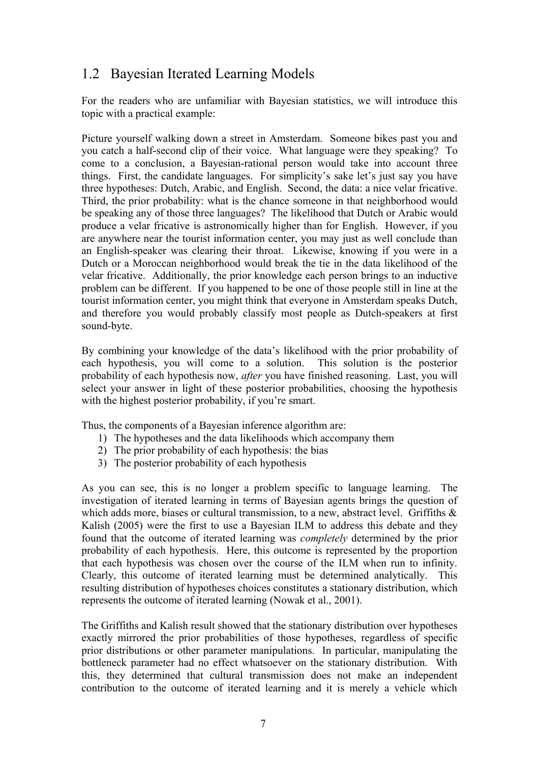## 1.2 Bayesian Iterated Learning Models

For the readers who are unfamiliar with Bayesian statistics, we will introduce this topic with a practical example:

Picture yourself walking down a street in Amsterdam. Someone bikes past you and you catch a half-second clip of their voice. What language were they speaking? To come to a conclusion, a Bayesian-rational person would take into account three things. First, the candidate languages. For simplicity's sake let's just say you have three hypotheses: Dutch, Arabic, and English. Second, the data: a nice velar fricative. Third, the prior probability: what is the chance someone in that neighborhood would be speaking any of those three languages? The likelihood that Dutch or Arabic would produce a velar fricative is astronomically higher than for English. However, if you are anywhere near the tourist information center, you may just as well conclude than an English-speaker was clearing their throat. Likewise, knowing if you were in a Dutch or a Moroccan neighborhood would break the tie in the data likelihood of the velar fricative. Additionally, the prior knowledge each person brings to an inductive problem can be different. If you happened to be one of those people still in line at the tourist information center, you might think that everyone in Amsterdam speaks Dutch, and therefore you would probably classify most people as Dutch-speakers at first sound-byte.

By combining your knowledge of the data's likelihood with the prior probability of each hypothesis, you will come to a solution. This solution is the posterior probability of each hypothesis now, *after* you have finished reasoning. Last, you will select your answer in light of these posterior probabilities, choosing the hypothesis with the highest posterior probability, if you're smart.

Thus, the components of a Bayesian inference algorithm are:

1) The hypotheses and the data likelihoods which accompany them
2) The prior probability of each hypothesis: the bias
3) The posterior probability of each hypothesis

As you can see, this is no longer a problem specific to language learning. The investigation of iterated learning in terms of Bayesian agents brings the question of which adds more, biases or cultural transmission, to a new, abstract level. Griffiths & Kalish (2005) were the first to use a Bayesian ILM to address this debate and they found that the outcome of iterated learning was *completely* determined by the prior probability of each hypothesis. Here, this outcome is represented by the proportion that each hypothesis was chosen over the course of the ILM when run to infinity. Clearly, this outcome of iterated learning must be determined analytically. This resulting distribution of hypotheses choices constitutes a stationary distribution, which represents the outcome of iterated learning (Nowak et al., 2001).

The Griffiths and Kalish result showed that the stationary distribution over hypotheses exactly mirrored the prior probabilities of those hypotheses, regardless of specific prior distributions or other parameter manipulations. In particular, manipulating the bottleneck parameter had no effect whatsoever on the stationary distribution. With this, they determined that cultural transmission does not make an independent contribution to the outcome of iterated learning and it is merely a vehicle which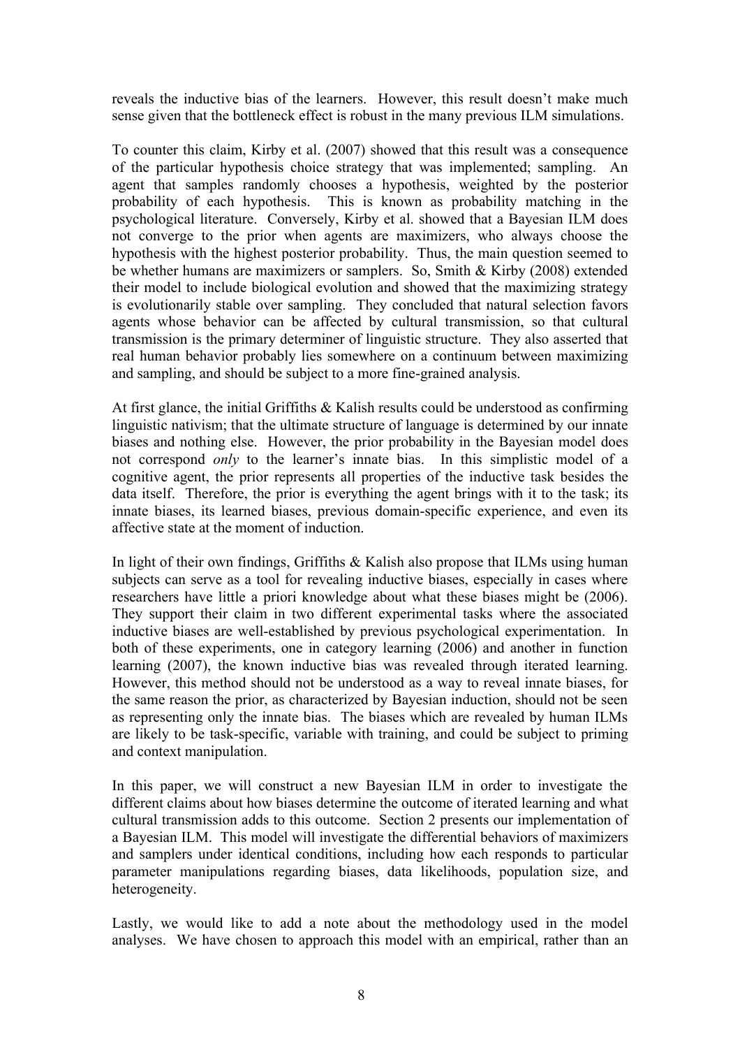reveals the inductive bias of the learners. However, this result doesn't make much sense given that the bottleneck effect is robust in the many previous ILM simulations.

To counter this claim, Kirby et al. (2007) showed that this result was a consequence of the particular hypothesis choice strategy that was implemented; sampling. An agent that samples randomly chooses a hypothesis, weighted by the posterior probability of each hypothesis. This is known as probability matching in the psychological literature. Conversely, Kirby et al. showed that a Bayesian ILM does not converge to the prior when agents are maximizers, who always choose the hypothesis with the highest posterior probability. Thus, the main question seemed to be whether humans are maximizers or samplers. So, Smith & Kirby (2008) extended their model to include biological evolution and showed that the maximizing strategy is evolutionarily stable over sampling. They concluded that natural selection favors agents whose behavior can be affected by cultural transmission, so that cultural transmission is the primary determiner of linguistic structure. They also asserted that real human behavior probably lies somewhere on a continuum between maximizing and sampling, and should be subject to a more fine-grained analysis.

At first glance, the initial Griffiths & Kalish results could be understood as confirming linguistic nativism; that the ultimate structure of language is determined by our innate biases and nothing else. However, the prior probability in the Bayesian model does not correspond *only* to the learner's innate bias. In this simplistic model of a cognitive agent, the prior represents all properties of the inductive task besides the data itself. Therefore, the prior is everything the agent brings with it to the task; its innate biases, its learned biases, previous domain-specific experience, and even its affective state at the moment of induction.

In light of their own findings, Griffiths & Kalish also propose that ILMs using human subjects can serve as a tool for revealing inductive biases, especially in cases where researchers have little a priori knowledge about what these biases might be (2006). They support their claim in two different experimental tasks where the associated inductive biases are well-established by previous psychological experimentation. In both of these experiments, one in category learning (2006) and another in function learning (2007), the known inductive bias was revealed through iterated learning. However, this method should not be understood as a way to reveal innate biases, for the same reason the prior, as characterized by Bayesian induction, should not be seen as representing only the innate bias. The biases which are revealed by human ILMs are likely to be task-specific, variable with training, and could be subject to priming and context manipulation.

In this paper, we will construct a new Bayesian ILM in order to investigate the different claims about how biases determine the outcome of iterated learning and what cultural transmission adds to this outcome. Section 2 presents our implementation of a Bayesian ILM. This model will investigate the differential behaviors of maximizers and samplers under identical conditions, including how each responds to particular parameter manipulations regarding biases, data likelihoods, population size, and heterogeneity.

Lastly, we would like to add a note about the methodology used in the model analyses. We have chosen to approach this model with an empirical, rather than an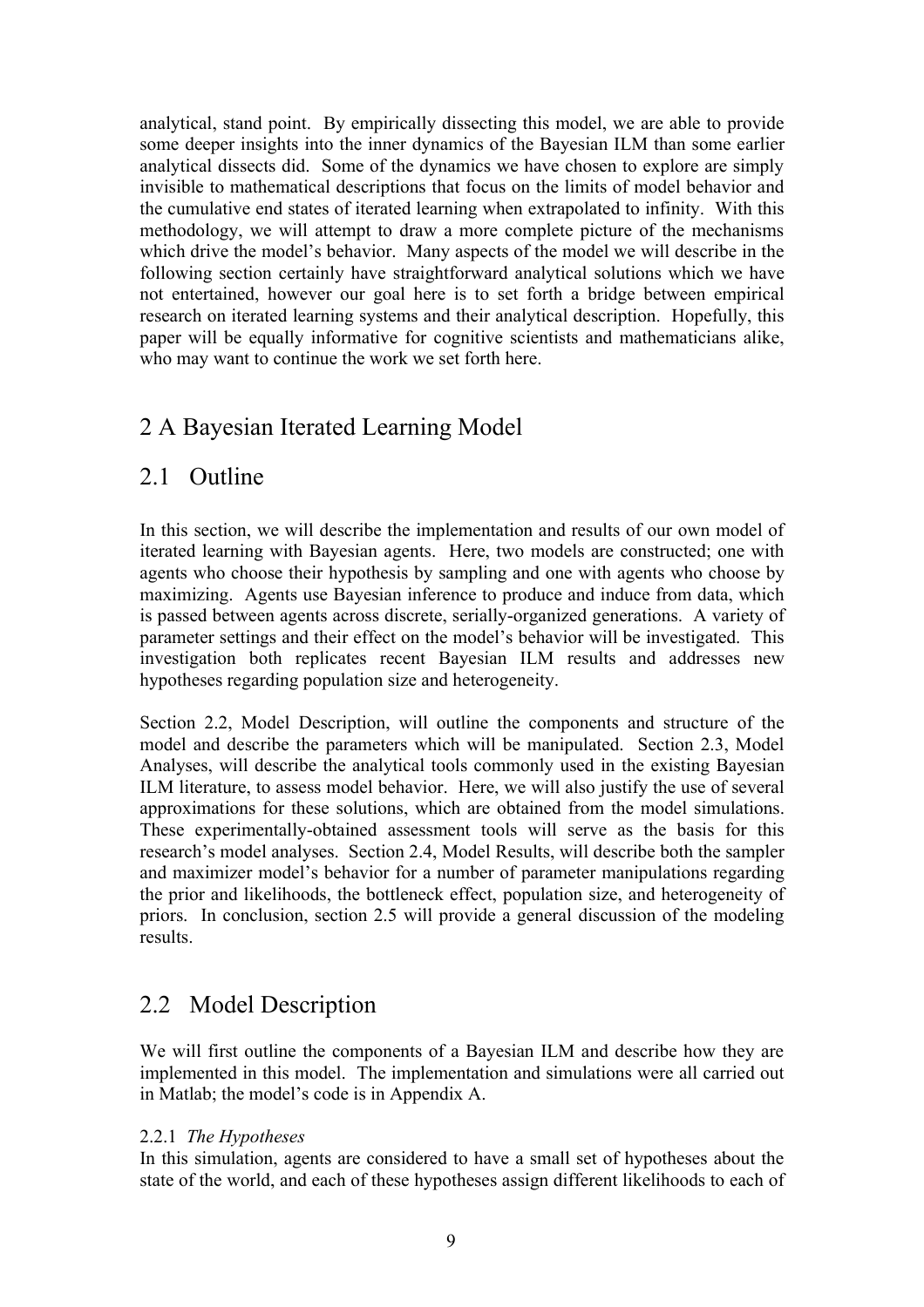analytical, stand point. By empirically dissecting this model, we are able to provide some deeper insights into the inner dynamics of the Bayesian ILM than some earlier analytical dissects did. Some of the dynamics we have chosen to explore are simply invisible to mathematical descriptions that focus on the limits of model behavior and the cumulative end states of iterated learning when extrapolated to infinity. With this methodology, we will attempt to draw a more complete picture of the mechanisms which drive the model's behavior. Many aspects of the model we will describe in the following section certainly have straightforward analytical solutions which we have not entertained, however our goal here is to set forth a bridge between empirical research on iterated learning systems and their analytical description. Hopefully, this paper will be equally informative for cognitive scientists and mathematicians alike, who may want to continue the work we set forth here.

# 2 A Bayesian Iterated Learning Model

## 2.1 Outline

In this section, we will describe the implementation and results of our own model of iterated learning with Bayesian agents. Here, two models are constructed; one with agents who choose their hypothesis by sampling and one with agents who choose by maximizing. Agents use Bayesian inference to produce and induce from data, which is passed between agents across discrete, serially-organized generations. A variety of parameter settings and their effect on the model's behavior will be investigated. This investigation both replicates recent Bayesian ILM results and addresses new hypotheses regarding population size and heterogeneity.

Section 2.2, Model Description, will outline the components and structure of the model and describe the parameters which will be manipulated. Section 2.3, Model Analyses, will describe the analytical tools commonly used in the existing Bayesian ILM literature, to assess model behavior. Here, we will also justify the use of several approximations for these solutions, which are obtained from the model simulations. These experimentally-obtained assessment tools will serve as the basis for this research's model analyses. Section 2.4, Model Results, will describe both the sampler and maximizer model's behavior for a number of parameter manipulations regarding the prior and likelihoods, the bottleneck effect, population size, and heterogeneity of priors. In conclusion, section 2.5 will provide a general discussion of the modeling results.

## 2.2 Model Description

We will first outline the components of a Bayesian ILM and describe how they are implemented in this model. The implementation and simulations were all carried out in Matlab; the model's code is in Appendix A.

### 2.2.1 *The Hypotheses*

In this simulation, agents are considered to have a small set of hypotheses about the state of the world, and each of these hypotheses assign different likelihoods to each of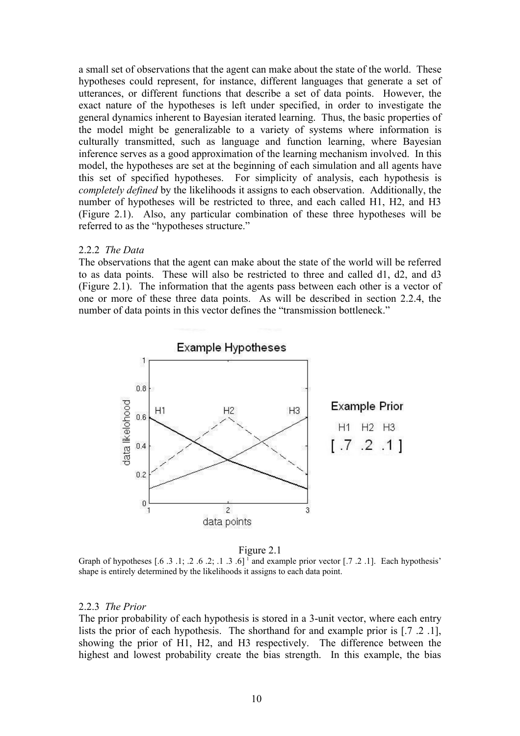a small set of observations that the agent can make about the state of the world. These hypotheses could represent, for instance, different languages that generate a set of utterances, or different functions that describe a set of data points. However, the exact nature of the hypotheses is left under specified, in order to investigate the general dynamics inherent to Bayesian iterated learning. Thus, the basic properties of the model might be generalizable to a variety of systems where information is culturally transmitted, such as language and function learning, where Bayesian inference serves as a good approximation of the learning mechanism involved. In this model, the hypotheses are set at the beginning of each simulation and all agents have this set of specified hypotheses. For simplicity of analysis, each hypothesis is *completely defined* by the likelihoods it assigns to each observation. Additionally, the number of hypotheses will be restricted to three, and each called H1, H2, and H3 (Figure 2.1). Also, any particular combination of these three hypotheses will be referred to as the "hypotheses structure."

### 2.2.2 *The Data*

The observations that the agent can make about the state of the world will be referred to as data points. These will also be restricted to three and called d1, d2, and d3 (Figure 2.1). The information that the agents pass between each other is a vector of one or more of these three data points. As will be described in section 2.2.4, the number of data points in this vector defines the "transmission bottleneck."

Figure 2.1

Graph of hypotheses [.6 .3 .1; .2 .6 .2; .1 .3 .6] [1] and example prior vector [.7 .2 .1]. Each hypothesis' shape is entirely determined by the likelihoods it assigns to each data point.

### 2.2.3 *The Prior*

The prior probability of each hypothesis is stored in a 3-unit vector, where each entry lists the prior of each hypothesis. The shorthand for and example prior is [.7 .2 .1], showing the prior of H1, H2, and H3 respectively. The difference between the highest and lowest probability create the bias strength. In this example, the bias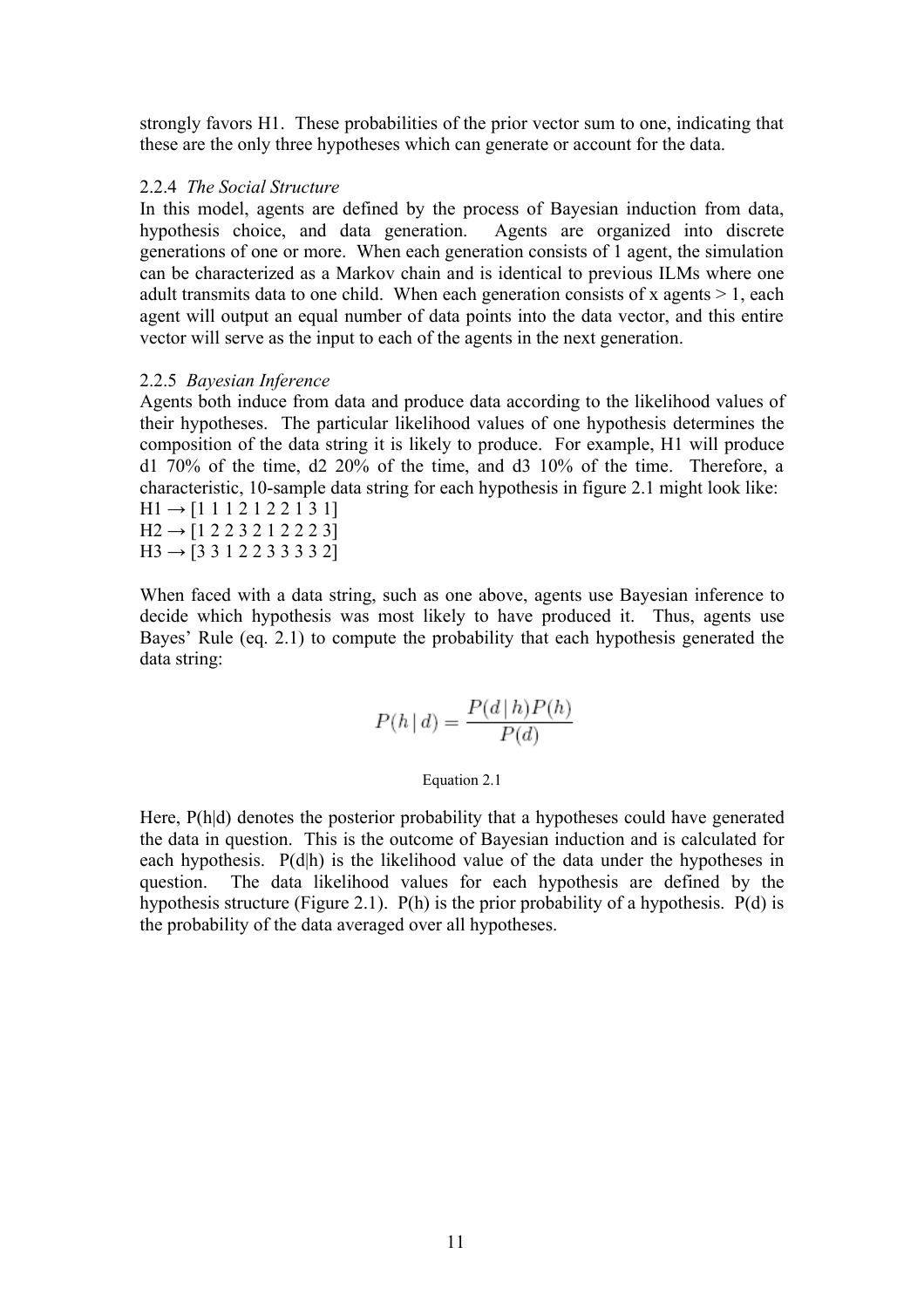strongly favors H1. These probabilities of the prior vector sum to one, indicating that these are the only three hypotheses which can generate or account for the data.

### 2.2.4 *The Social Structure*

In this model, agents are defined by the process of Bayesian induction from data, hypothesis choice, and data generation. Agents are organized into discrete generations of one or more. When each generation consists of 1 agent, the simulation can be characterized as a Markov chain and is identical to previous ILMs where one adult transmits data to one child. When each generation consists of x agents > 1, each agent will output an equal number of data points into the data vector, and this entire vector will serve as the input to each of the agents in the next generation.

### 2.2.5 *Bayesian Inference*

Agents both induce from data and produce data according to the likelihood values of their hypotheses. The particular likelihood values of one hypothesis determines the composition of the data string it is likely to produce. For example, H1 will produce d1 70% of the time, d2 20% of the time, and d3 10% of the time. Therefore, a characteristic, 10-sample data string for each hypothesis in figure 2.1 might look like:

H1 → [1 1 1 2 1 2 2 1 3 1]
H2 → [1 2 2 3 2 1 2 2 2 3]
H3 → [3 3 1 2 2 3 3 3 3 2]

When faced with a data string, such as one above, agents use Bayesian inference to decide which hypothesis was most likely to have produced it. Thus, agents use Bayes' Rule (eq. 2.1) to compute the probability that each hypothesis generated the data string:

$$P(h \mid d) = \frac{P(d \mid h)P(h)}{P(d)}$$

Equation 2.1

Here, P(h|d) denotes the posterior probability that a hypotheses could have generated the data in question. This is the outcome of Bayesian induction and is calculated for each hypothesis. P(d|h) is the likelihood value of the data under the hypotheses in question. The data likelihood values for each hypothesis are defined by the hypothesis structure (Figure 2.1). P(h) is the prior probability of a hypothesis. P(d) is the probability of the data averaged over all hypotheses.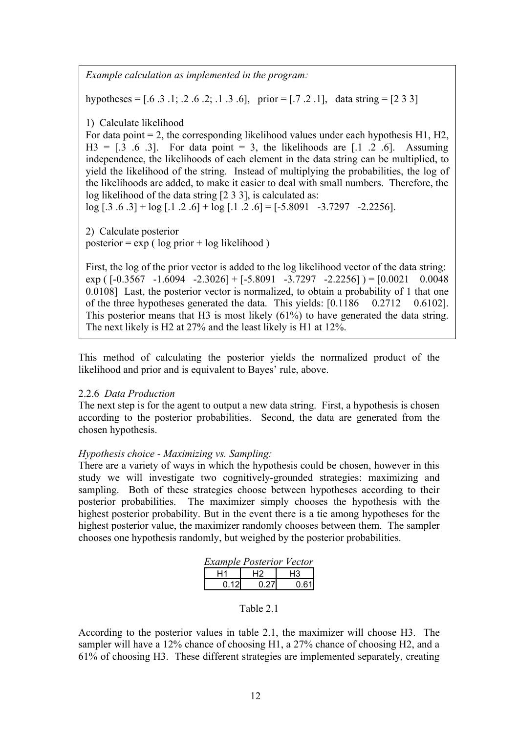*Example calculation as implemented in the program:*

hypotheses = [.6 .3 .1; .2 .6 .2; .1 .3 .6],   prior = [.7 .2 .1],   data string = [2 3 3]

1) Calculate likelihood

For data point = 2, the corresponding likelihood values under each hypothesis H1, H2, H3 = [.3 .6 .3]. For data point = 3, the likelihoods are [.1 .2 .6]. Assuming independence, the likelihoods of each element in the data string can be multiplied, to yield the likelihood of the string. Instead of multiplying the probabilities, the log of the likelihoods are added, to make it easier to deal with small numbers. Therefore, the log likelihood of the data string [2 3 3], is calculated as:

log [.3 .6 .3] + log [.1 .2 .6] + log [.1 .2 .6] = [-5.8091   -3.7297   -2.2256].

2) Calculate posterior

posterior = exp ( log prior + log likelihood )

First, the log of the prior vector is added to the log likelihood vector of the data string: exp ( [-0.3567   -1.6094   -2.3026] + [-5.8091   -3.7297   -2.2256] ) = [0.0021   0.0048   0.0108]  Last, the posterior vector is normalized, to obtain a probability of 1 that one of the three hypotheses generated the data. This yields: [0.1186   0.2712   0.6102]. This posterior means that H3 is most likely (61%) to have generated the data string. The next likely is H2 at 27% and the least likely is H1 at 12%.

This method of calculating the posterior yields the normalized product of the likelihood and prior and is equivalent to Bayes' rule, above.

### 2.2.6 *Data Production*

The next step is for the agent to output a new data string. First, a hypothesis is chosen according to the posterior probabilities. Second, the data are generated from the chosen hypothesis.

*Hypothesis choice - Maximizing vs. Sampling:*

There are a variety of ways in which the hypothesis could be chosen, however in this study we will investigate two cognitively-grounded strategies: maximizing and sampling. Both of these strategies choose between hypotheses according to their posterior probabilities. The maximizer simply chooses the hypothesis with the highest posterior probability. But in the event there is a tie among hypotheses for the highest posterior value, the maximizer randomly chooses between them. The sampler chooses one hypothesis randomly, but weighed by the posterior probabilities.

*Example Posterior Vector*

| H1 | H2 | H3 |
|---|---|---|
| 0.12 | 0.27 | 0.61 |

Table 2.1

According to the posterior values in table 2.1, the maximizer will choose H3. The sampler will have a 12% chance of choosing H1, a 27% chance of choosing H2, and a 61% of choosing H3. These different strategies are implemented separately, creating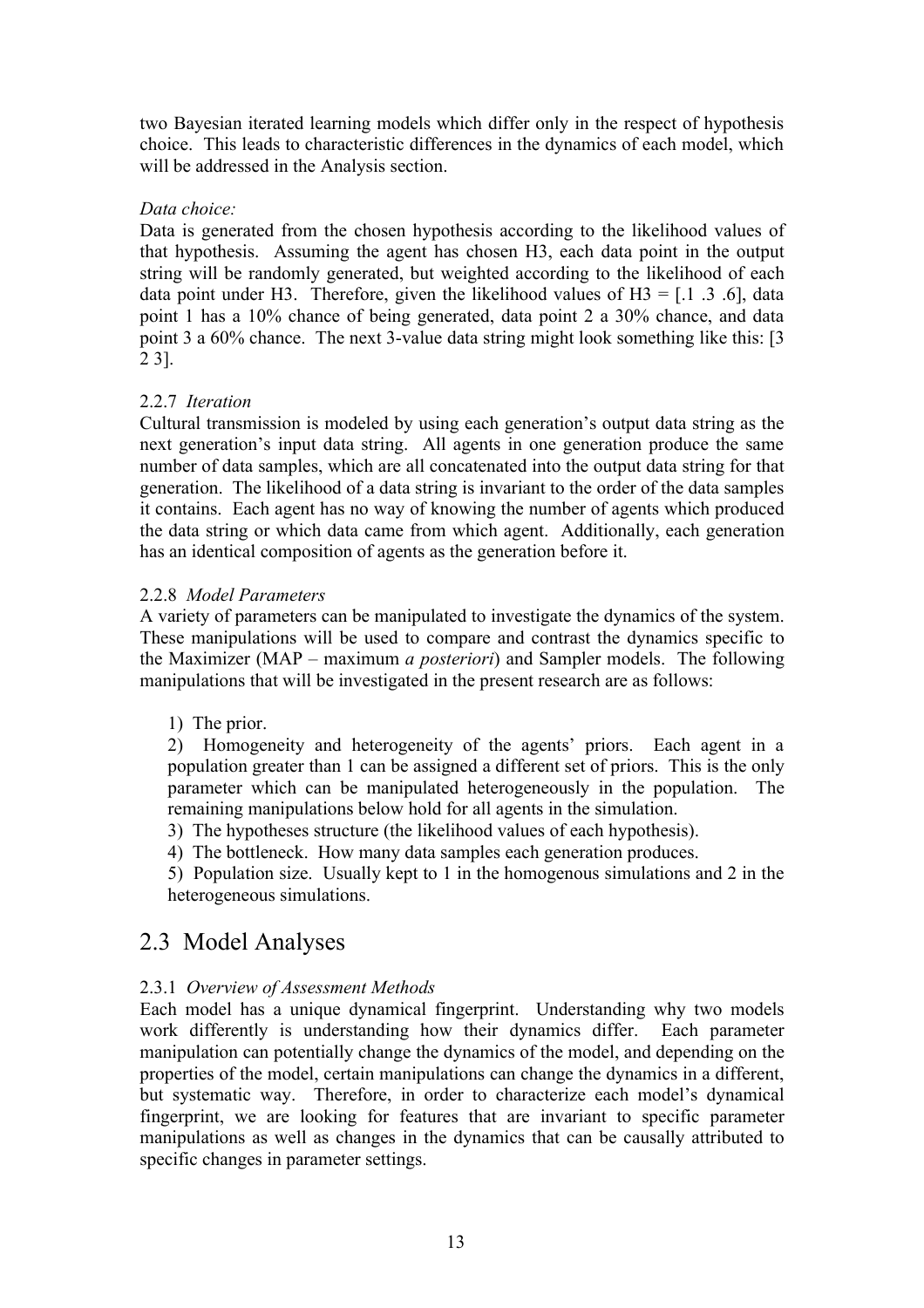two Bayesian iterated learning models which differ only in the respect of hypothesis choice. This leads to characteristic differences in the dynamics of each model, which will be addressed in the Analysis section.

*Data choice:*
Data is generated from the chosen hypothesis according to the likelihood values of that hypothesis. Assuming the agent has chosen H3, each data point in the output string will be randomly generated, but weighted according to the likelihood of each data point under H3. Therefore, given the likelihood values of H3 = [.1 .3 .6], data point 1 has a 10% chance of being generated, data point 2 a 30% chance, and data point 3 a 60% chance. The next 3-value data string might look something like this: [3 2 3].

### 2.2.7 *Iteration*

Cultural transmission is modeled by using each generation's output data string as the next generation's input data string. All agents in one generation produce the same number of data samples, which are all concatenated into the output data string for that generation. The likelihood of a data string is invariant to the order of the data samples it contains. Each agent has no way of knowing the number of agents which produced the data string or which data came from which agent. Additionally, each generation has an identical composition of agents as the generation before it.

### 2.2.8 *Model Parameters*

A variety of parameters can be manipulated to investigate the dynamics of the system. These manipulations will be used to compare and contrast the dynamics specific to the Maximizer (MAP – maximum *a posteriori*) and Sampler models. The following manipulations that will be investigated in the present research are as follows:

1) The prior.
2) Homogeneity and heterogeneity of the agents' priors. Each agent in a population greater than 1 can be assigned a different set of priors. This is the only parameter which can be manipulated heterogeneously in the population. The remaining manipulations below hold for all agents in the simulation.
3) The hypotheses structure (the likelihood values of each hypothesis).
4) The bottleneck. How many data samples each generation produces.
5) Population size. Usually kept to 1 in the homogenous simulations and 2 in the heterogeneous simulations.

## 2.3 Model Analyses

### 2.3.1 *Overview of Assessment Methods*

Each model has a unique dynamical fingerprint. Understanding why two models work differently is understanding how their dynamics differ. Each parameter manipulation can potentially change the dynamics of the model, and depending on the properties of the model, certain manipulations can change the dynamics in a different, but systematic way. Therefore, in order to characterize each model's dynamical fingerprint, we are looking for features that are invariant to specific parameter manipulations as well as changes in the dynamics that can be causally attributed to specific changes in parameter settings.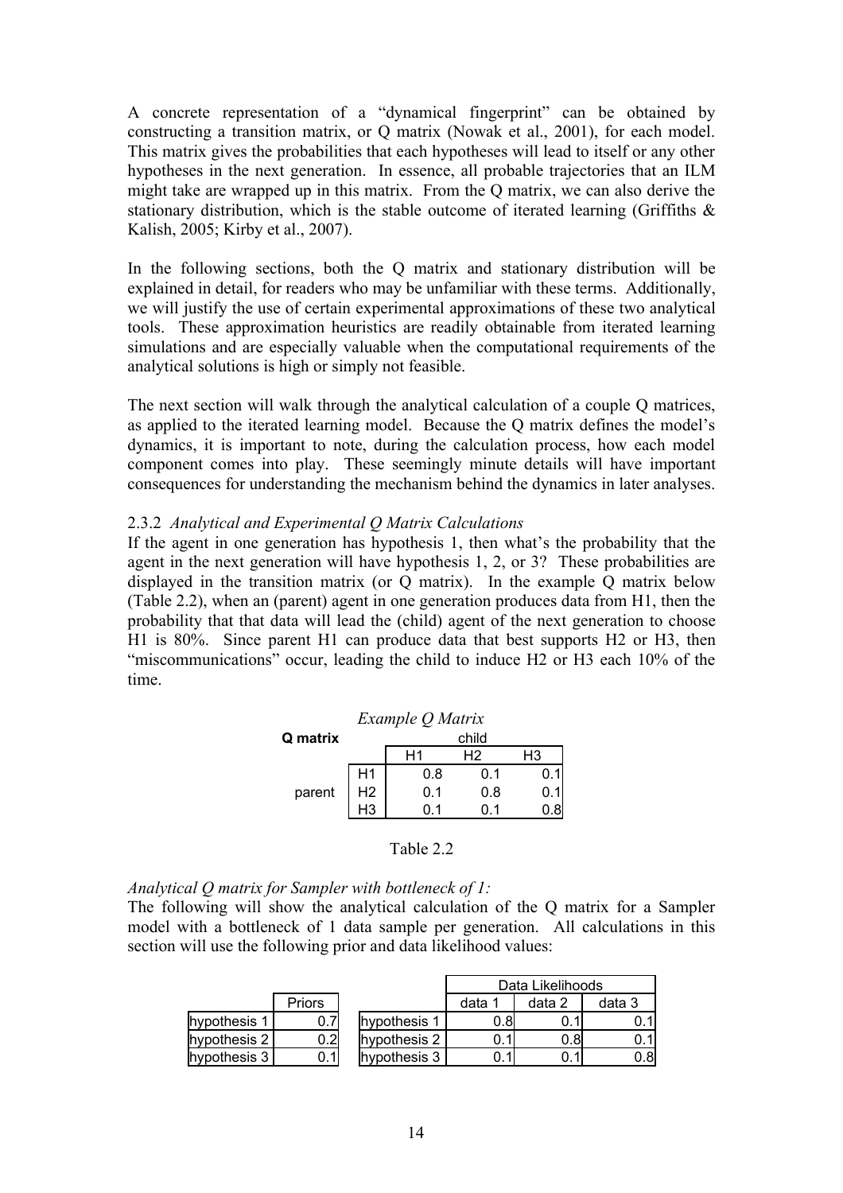A concrete representation of a "dynamical fingerprint" can be obtained by constructing a transition matrix, or Q matrix (Nowak et al., 2001), for each model. This matrix gives the probabilities that each hypotheses will lead to itself or any other hypotheses in the next generation. In essence, all probable trajectories that an ILM might take are wrapped up in this matrix. From the Q matrix, we can also derive the stationary distribution, which is the stable outcome of iterated learning (Griffiths & Kalish, 2005; Kirby et al., 2007).

In the following sections, both the Q matrix and stationary distribution will be explained in detail, for readers who may be unfamiliar with these terms. Additionally, we will justify the use of certain experimental approximations of these two analytical tools. These approximation heuristics are readily obtainable from iterated learning simulations and are especially valuable when the computational requirements of the analytical solutions is high or simply not feasible.

The next section will walk through the analytical calculation of a couple Q matrices, as applied to the iterated learning model. Because the Q matrix defines the model's dynamics, it is important to note, during the calculation process, how each model component comes into play. These seemingly minute details will have important consequences for understanding the mechanism behind the dynamics in later analyses.

### 2.3.2 *Analytical and Experimental Q Matrix Calculations*

If the agent in one generation has hypothesis 1, then what's the probability that the agent in the next generation will have hypothesis 1, 2, or 3? These probabilities are displayed in the transition matrix (or Q matrix). In the example Q matrix below (Table 2.2), when an (parent) agent in one generation produces data from H1, then the probability that that data will lead the (child) agent of the next generation to choose H1 is 80%. Since parent H1 can produce data that best supports H2 or H3, then "miscommunications" occur, leading the child to induce H2 or H3 each 10% of the time.

*Example Q Matrix*

| **Q matrix** | | child | | |
|---|---|---|---|---|
| | | H1 | H2 | H3 |
| parent | H1 | 0.8 | 0.1 | 0.1 |
| | H2 | 0.1 | 0.8 | 0.1 |
| | H3 | 0.1 | 0.1 | 0.8 |

Table 2.2

*Analytical Q matrix for Sampler with bottleneck of 1:*

The following will show the analytical calculation of the Q matrix for a Sampler model with a bottleneck of 1 data sample per generation. All calculations in this section will use the following prior and data likelihood values:

| | Priors |
|---|---|
| hypothesis 1 | 0.7 |
| hypothesis 2 | 0.2 |
| hypothesis 3 | 0.1 |

| | Data Likelihoods | | |
|---|---|---|---|
| | data 1 | data 2 | data 3 |
| hypothesis 1 | 0.8 | 0.1 | 0.1 |
| hypothesis 2 | 0.1 | 0.8 | 0.1 |
| hypothesis 3 | 0.1 | 0.1 | 0.8 |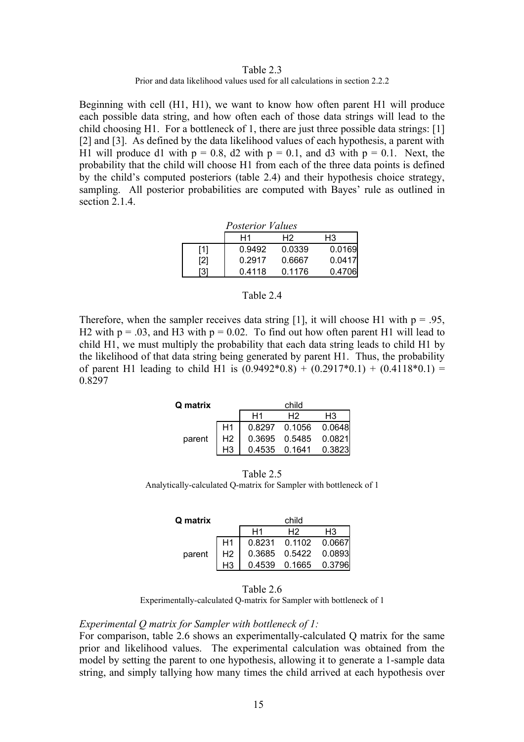Table 2.3

Prior and data likelihood values used for all calculations in section 2.2.2

Beginning with cell (H1, H1), we want to know how often parent H1 will produce each possible data string, and how often each of those data strings will lead to the child choosing H1. For a bottleneck of 1, there are just three possible data strings: [1] [2] and [3]. As defined by the data likelihood values of each hypothesis, a parent with H1 will produce d1 with $p = 0.8$, d2 with $p = 0.1$, and d3 with $p = 0.1$. Next, the probability that the child will choose H1 from each of the three data points is defined by the child's computed posteriors (table 2.4) and their hypothesis choice strategy, sampling. All posterior probabilities are computed with Bayes' rule as outlined in section 2.1.4.

*Posterior Values*

| | H1 | H2 | H3 |
|---|---|---|---|
| [1] | 0.9492 | 0.0339 | 0.0169 |
| [2] | 0.2917 | 0.6667 | 0.0417 |
| [3] | 0.4118 | 0.1176 | 0.4706 |

Table 2.4

Therefore, when the sampler receives data string [1], it will choose H1 with $p = .95$, H2 with $p = .03$, and H3 with $p = 0.02$. To find out how often parent H1 will lead to child H1, we must multiply the probability that each data string leads to child H1 by the likelihood of that data string being generated by parent H1. Thus, the probability of parent H1 leading to child H1 is $(0.9492*0.8) + (0.2917*0.1) + (0.4118*0.1) = 0.8297$

| **Q matrix** | | child | | |
|---|---|---|---|---|
| | | H1 | H2 | H3 |
| parent | H1 | 0.8297 | 0.1056 | 0.0648 |
| | H2 | 0.3695 | 0.5485 | 0.0821 |
| | H3 | 0.4535 | 0.1641 | 0.3823 |

Table 2.5

Analytically-calculated Q-matrix for Sampler with bottleneck of 1

| **Q matrix** | | child | | |
|---|---|---|---|---|
| | | H1 | H2 | H3 |
| parent | H1 | 0.8231 | 0.1102 | 0.0667 |
| | H2 | 0.3685 | 0.5422 | 0.0893 |
| | H3 | 0.4539 | 0.1665 | 0.3796 |

Table 2.6

Experimentally-calculated Q-matrix for Sampler with bottleneck of 1

*Experimental Q matrix for Sampler with bottleneck of 1:*

For comparison, table 2.6 shows an experimentally-calculated Q matrix for the same prior and likelihood values. The experimental calculation was obtained from the model by setting the parent to one hypothesis, allowing it to generate a 1-sample data string, and simply tallying how many times the child arrived at each hypothesis over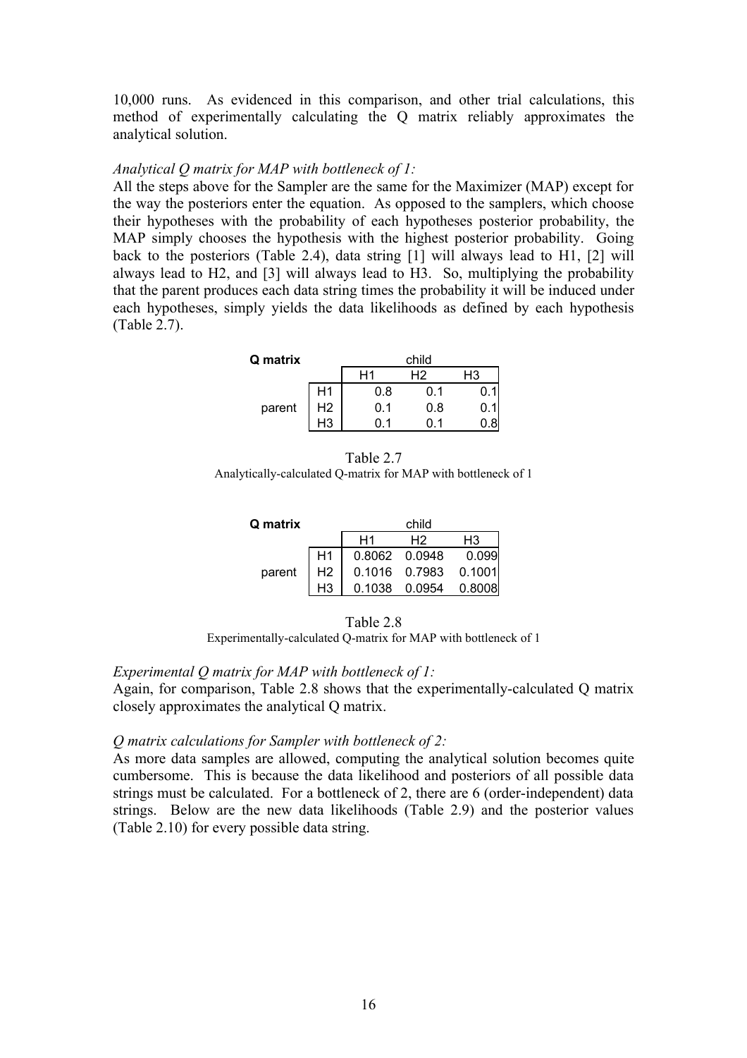10,000 runs. As evidenced in this comparison, and other trial calculations, this method of experimentally calculating the Q matrix reliably approximates the analytical solution.

*Analytical Q matrix for MAP with bottleneck of 1:*

All the steps above for the Sampler are the same for the Maximizer (MAP) except for the way the posteriors enter the equation. As opposed to the samplers, which choose their hypotheses with the probability of each hypotheses posterior probability, the MAP simply chooses the hypothesis with the highest posterior probability. Going back to the posteriors (Table 2.4), data string [1] will always lead to H1, [2] will always lead to H2, and [3] will always lead to H3. So, multiplying the probability that the parent produces each data string times the probability it will be induced under each hypotheses, simply yields the data likelihoods as defined by each hypothesis (Table 2.7).

| **Q matrix** | | child | | |
|---|---|---|---|---|
| | | H1 | H2 | H3 |
| parent | H1 | 0.8 | 0.1 | 0.1 |
| | H2 | 0.1 | 0.8 | 0.1 |
| | H3 | 0.1 | 0.1 | 0.8 |

Table 2.7
Analytically-calculated Q-matrix for MAP with bottleneck of 1

| **Q matrix** | | child | | |
|---|---|---|---|---|
| | | H1 | H2 | H3 |
| parent | H1 | 0.8062 | 0.0948 | 0.099 |
| | H2 | 0.1016 | 0.7983 | 0.1001 |
| | H3 | 0.1038 | 0.0954 | 0.8008 |

Table 2.8
Experimentally-calculated Q-matrix for MAP with bottleneck of 1

*Experimental Q matrix for MAP with bottleneck of 1:*

Again, for comparison, Table 2.8 shows that the experimentally-calculated Q matrix closely approximates the analytical Q matrix.

*Q matrix calculations for Sampler with bottleneck of 2:*

As more data samples are allowed, computing the analytical solution becomes quite cumbersome. This is because the data likelihood and posteriors of all possible data strings must be calculated. For a bottleneck of 2, there are 6 (order-independent) data strings. Below are the new data likelihoods (Table 2.9) and the posterior values (Table 2.10) for every possible data string.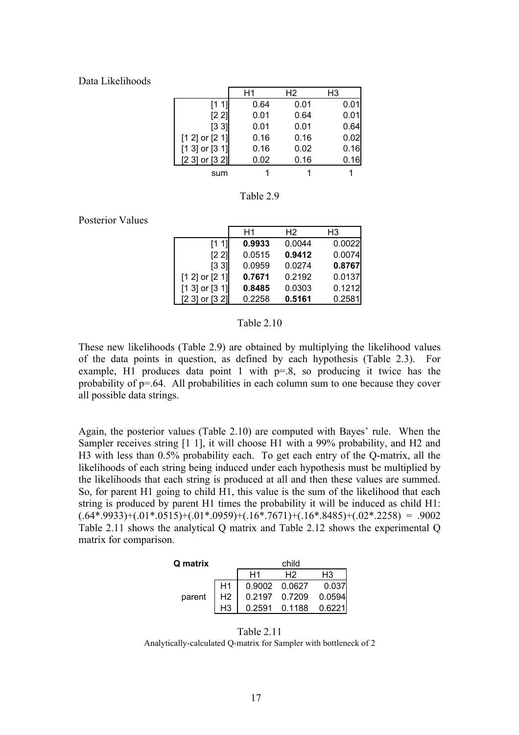Data Likelihoods

| | H1 | H2 | H3 |
|---|---|---|---|
| [1 1] | 0.64 | 0.01 | 0.01 |
| [2 2] | 0.01 | 0.64 | 0.01 |
| [3 3] | 0.01 | 0.01 | 0.64 |
| [1 2] or [2 1] | 0.16 | 0.16 | 0.02 |
| [1 3] or [3 1] | 0.16 | 0.02 | 0.16 |
| [2 3] or [3 2] | 0.02 | 0.16 | 0.16 |
| sum | 1 | 1 | 1 |

Table 2.9

Posterior Values

| | H1 | H2 | H3 |
|---|---|---|---|
| [1 1] | **0.9933** | 0.0044 | 0.0022 |
| [2 2] | 0.0515 | **0.9412** | 0.0074 |
| [3 3] | 0.0959 | 0.0274 | **0.8767** |
| [1 2] or [2 1] | **0.7671** | 0.2192 | 0.0137 |
| [1 3] or [3 1] | **0.8485** | 0.0303 | 0.1212 |
| [2 3] or [3 2] | 0.2258 | **0.5161** | 0.2581 |

Table 2.10

These new likelihoods (Table 2.9) are obtained by multiplying the likelihood values of the data points in question, as defined by each hypothesis (Table 2.3). For example, H1 produces data point 1 with p=.8, so producing it twice has the probability of p=.64. All probabilities in each column sum to one because they cover all possible data strings.

Again, the posterior values (Table 2.10) are computed with Bayes' rule. When the Sampler receives string [1 1], it will choose H1 with a 99% probability, and H2 and H3 with less than 0.5% probability each. To get each entry of the Q-matrix, all the likelihoods of each string being induced under each hypothesis must be multiplied by the likelihoods that each string is produced at all and then these values are summed. So, for parent H1 going to child H1, this value is the sum of the likelihood that each string is produced by parent H1 times the probability it will be induced as child H1: (.64*.9933)+(.01*.0515)+(.01*.0959)+(.16*.7671)+(.16*.8485)+(.02*.2258) = .9002 Table 2.11 shows the analytical Q matrix and Table 2.12 shows the experimental Q matrix for comparison.

| **Q matrix** | | child | | |
|---|---|---|---|---|
| | | H1 | H2 | H3 |
| parent | H1 | 0.9002 | 0.0627 | 0.037 |
| | H2 | 0.2197 | 0.7209 | 0.0594 |
| | H3 | 0.2591 | 0.1188 | 0.6221 |

Table 2.11
Analytically-calculated Q-matrix for Sampler with bottleneck of 2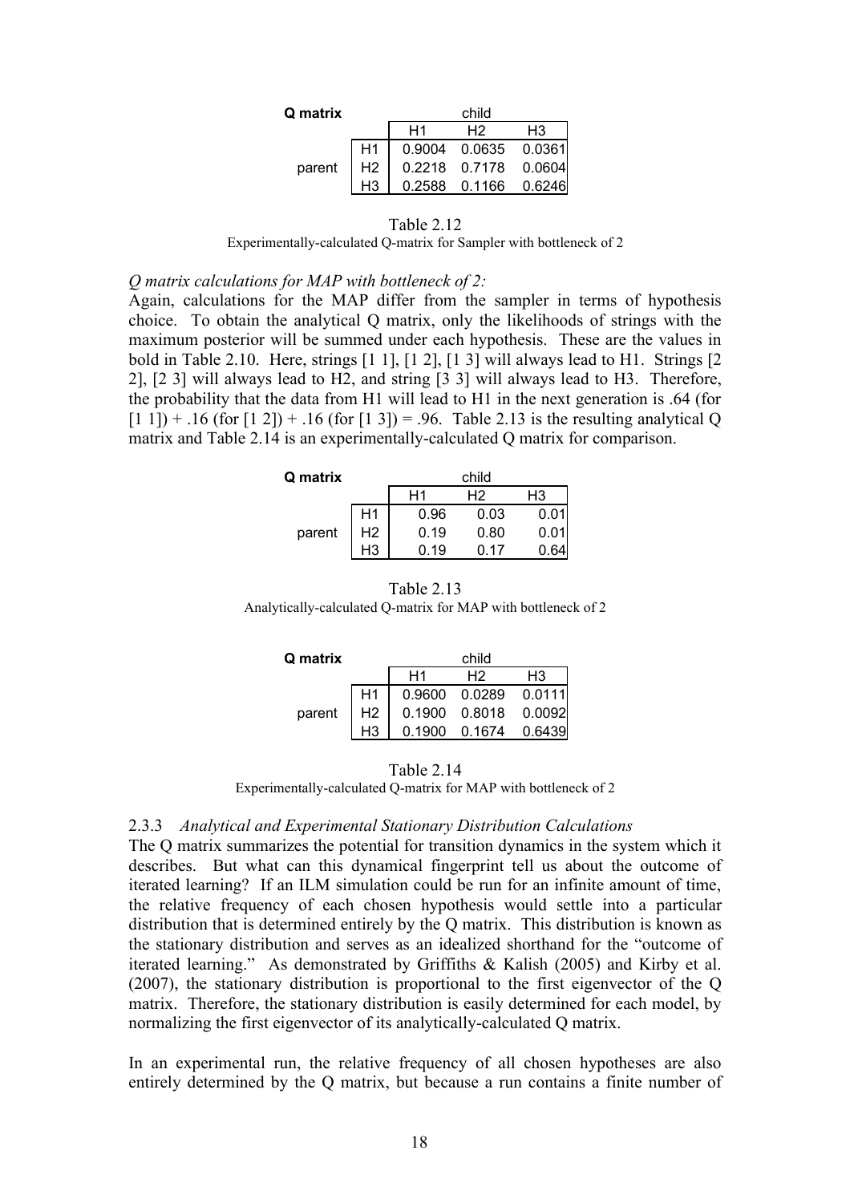| Q matrix | | child | | |
|---|---|---|---|---|
| | | H1 | H2 | H3 |
| parent | H1 | 0.9004 | 0.0635 | 0.0361 |
| | H2 | 0.2218 | 0.7178 | 0.0604 |
| | H3 | 0.2588 | 0.1166 | 0.6246 |

Table 2.12
Experimentally-calculated Q-matrix for Sampler with bottleneck of 2

*Q matrix calculations for MAP with bottleneck of 2:*

Again, calculations for the MAP differ from the sampler in terms of hypothesis choice. To obtain the analytical Q matrix, only the likelihoods of strings with the maximum posterior will be summed under each hypothesis. These are the values in bold in Table 2.10. Here, strings [1 1], [1 2], [1 3] will always lead to H1. Strings [2 2], [2 3] will always lead to H2, and string [3 3] will always lead to H3. Therefore, the probability that the data from H1 will lead to H1 in the next generation is .64 (for [1 1]) + .16 (for [1 2]) + .16 (for [1 3]) = .96. Table 2.13 is the resulting analytical Q matrix and Table 2.14 is an experimentally-calculated Q matrix for comparison.

| Q matrix | | child | | |
|---|---|---|---|---|
| | | H1 | H2 | H3 |
| parent | H1 | 0.96 | 0.03 | 0.01 |
| | H2 | 0.19 | 0.80 | 0.01 |
| | H3 | 0.19 | 0.17 | 0.64 |

Table 2.13
Analytically-calculated Q-matrix for MAP with bottleneck of 2

| Q matrix | | child | | |
|---|---|---|---|---|
| | | H1 | H2 | H3 |
| parent | H1 | 0.9600 | 0.0289 | 0.0111 |
| | H2 | 0.1900 | 0.8018 | 0.0092 |
| | H3 | 0.1900 | 0.1674 | 0.6439 |

Table 2.14
Experimentally-calculated Q-matrix for MAP with bottleneck of 2

### 2.3.3 *Analytical and Experimental Stationary Distribution Calculations*

The Q matrix summarizes the potential for transition dynamics in the system which it describes. But what can this dynamical fingerprint tell us about the outcome of iterated learning? If an ILM simulation could be run for an infinite amount of time, the relative frequency of each chosen hypothesis would settle into a particular distribution that is determined entirely by the Q matrix. This distribution is known as the stationary distribution and serves as an idealized shorthand for the "outcome of iterated learning." As demonstrated by Griffiths & Kalish (2005) and Kirby et al. (2007), the stationary distribution is proportional to the first eigenvector of the Q matrix. Therefore, the stationary distribution is easily determined for each model, by normalizing the first eigenvector of its analytically-calculated Q matrix.

In an experimental run, the relative frequency of all chosen hypotheses are also entirely determined by the Q matrix, but because a run contains a finite number of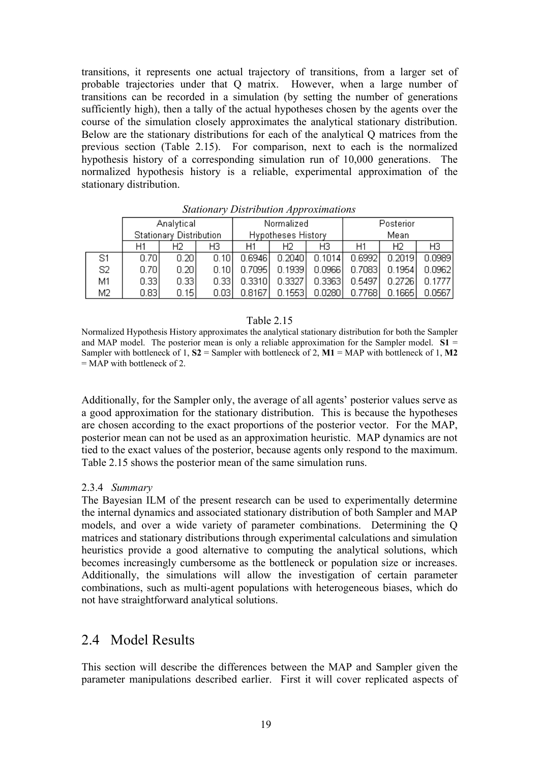transitions, it represents one actual trajectory of transitions, from a larger set of probable trajectories under that Q matrix. However, when a large number of transitions can be recorded in a simulation (by setting the number of generations sufficiently high), then a tally of the actual hypotheses chosen by the agents over the course of the simulation closely approximates the analytical stationary distribution. Below are the stationary distributions for each of the analytical Q matrices from the previous section (Table 2.15). For comparison, next to each is the normalized hypothesis history of a corresponding simulation run of 10,000 generations. The normalized hypothesis history is a reliable, experimental approximation of the stationary distribution.

*Stationary Distribution Approximations*

| | Analytical Stationary Distribution | | | Normalized Hypotheses History | | | Posterior Mean | | |
|---|---|---|---|---|---|---|---|---|---|
| | H1 | H2 | H3 | H1 | H2 | H3 | H1 | H2 | H3 |
| S1 | 0.70 | 0.20 | 0.10 | 0.6946 | 0.2040 | 0.1014 | 0.6992 | 0.2019 | 0.0989 |
| S2 | 0.70 | 0.20 | 0.10 | 0.7095 | 0.1939 | 0.0966 | 0.7083 | 0.1954 | 0.0962 |
| M1 | 0.33 | 0.33 | 0.33 | 0.3310 | 0.3327 | 0.3363 | 0.5497 | 0.2726 | 0.1777 |
| M2 | 0.83 | 0.15 | 0.03 | 0.8167 | 0.1553 | 0.0280 | 0.7768 | 0.1665 | 0.0567 |

Table 2.15

Normalized Hypothesis History approximates the analytical stationary distribution for both the Sampler and MAP model. The posterior mean is only a reliable approximation for the Sampler model. **S1** = Sampler with bottleneck of 1, **S2** = Sampler with bottleneck of 2, **M1** = MAP with bottleneck of 1, **M2** = MAP with bottleneck of 2.

Additionally, for the Sampler only, the average of all agents' posterior values serve as a good approximation for the stationary distribution. This is because the hypotheses are chosen according to the exact proportions of the posterior vector. For the MAP, posterior mean can not be used as an approximation heuristic. MAP dynamics are not tied to the exact values of the posterior, because agents only respond to the maximum. Table 2.15 shows the posterior mean of the same simulation runs.

### 2.3.4 *Summary*

The Bayesian ILM of the present research can be used to experimentally determine the internal dynamics and associated stationary distribution of both Sampler and MAP models, and over a wide variety of parameter combinations. Determining the Q matrices and stationary distributions through experimental calculations and simulation heuristics provide a good alternative to computing the analytical solutions, which becomes increasingly cumbersome as the bottleneck or population size or increases. Additionally, the simulations will allow the investigation of certain parameter combinations, such as multi-agent populations with heterogeneous biases, which do not have straightforward analytical solutions.

## 2.4 Model Results

This section will describe the differences between the MAP and Sampler given the parameter manipulations described earlier. First it will cover replicated aspects of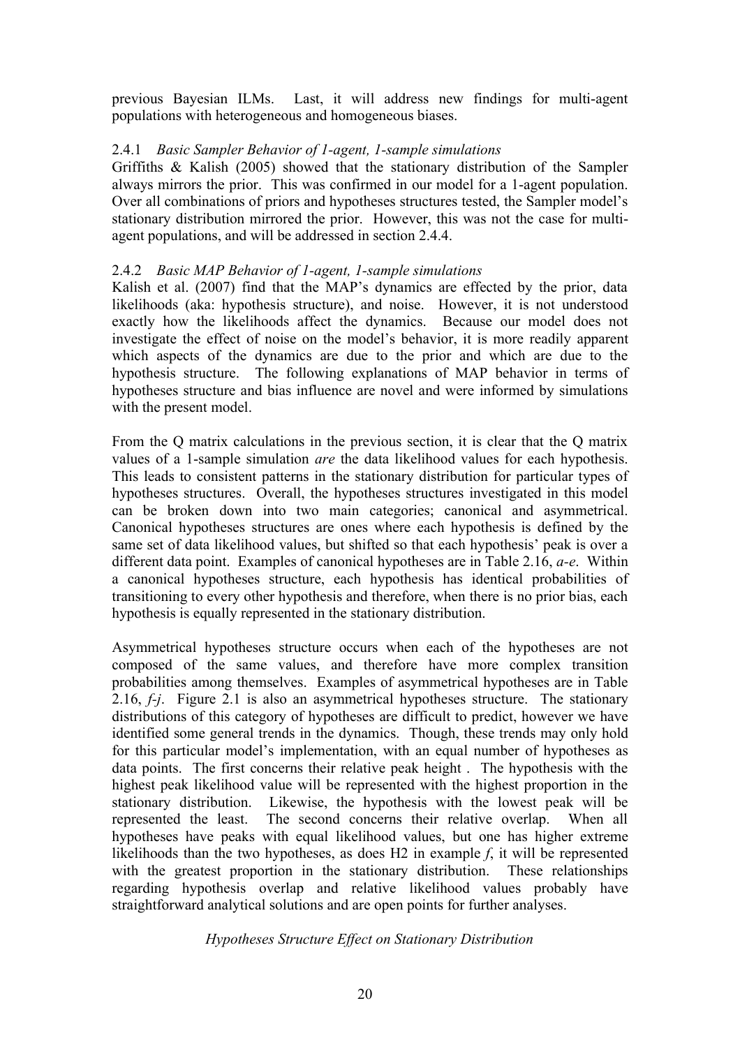previous Bayesian ILMs. Last, it will address new findings for multi-agent populations with heterogeneous and homogeneous biases.

### 2.4.1 *Basic Sampler Behavior of 1-agent, 1-sample simulations*

Griffiths & Kalish (2005) showed that the stationary distribution of the Sampler always mirrors the prior. This was confirmed in our model for a 1-agent population. Over all combinations of priors and hypotheses structures tested, the Sampler model's stationary distribution mirrored the prior. However, this was not the case for multi-agent populations, and will be addressed in section 2.4.4.

### 2.4.2 *Basic MAP Behavior of 1-agent, 1-sample simulations*

Kalish et al. (2007) find that the MAP's dynamics are effected by the prior, data likelihoods (aka: hypothesis structure), and noise. However, it is not understood exactly how the likelihoods affect the dynamics. Because our model does not investigate the effect of noise on the model's behavior, it is more readily apparent which aspects of the dynamics are due to the prior and which are due to the hypothesis structure. The following explanations of MAP behavior in terms of hypotheses structure and bias influence are novel and were informed by simulations with the present model.

From the Q matrix calculations in the previous section, it is clear that the Q matrix values of a 1-sample simulation *are* the data likelihood values for each hypothesis. This leads to consistent patterns in the stationary distribution for particular types of hypotheses structures. Overall, the hypotheses structures investigated in this model can be broken down into two main categories; canonical and asymmetrical. Canonical hypotheses structures are ones where each hypothesis is defined by the same set of data likelihood values, but shifted so that each hypothesis' peak is over a different data point. Examples of canonical hypotheses are in Table 2.16, *a-e*. Within a canonical hypotheses structure, each hypothesis has identical probabilities of transitioning to every other hypothesis and therefore, when there is no prior bias, each hypothesis is equally represented in the stationary distribution.

Asymmetrical hypotheses structure occurs when each of the hypotheses are not composed of the same values, and therefore have more complex transition probabilities among themselves. Examples of asymmetrical hypotheses are in Table 2.16, *f-j*. Figure 2.1 is also an asymmetrical hypotheses structure. The stationary distributions of this category of hypotheses are difficult to predict, however we have identified some general trends in the dynamics. Though, these trends may only hold for this particular model's implementation, with an equal number of hypotheses as data points. The first concerns their relative peak height . The hypothesis with the highest peak likelihood value will be represented with the highest proportion in the stationary distribution. Likewise, the hypothesis with the lowest peak will be represented the least. The second concerns their relative overlap. When all hypotheses have peaks with equal likelihood values, but one has higher extreme likelihoods than the two hypotheses, as does H2 in example *f*, it will be represented with the greatest proportion in the stationary distribution. These relationships regarding hypothesis overlap and relative likelihood values probably have straightforward analytical solutions and are open points for further analyses.

*Hypotheses Structure Effect on Stationary Distribution*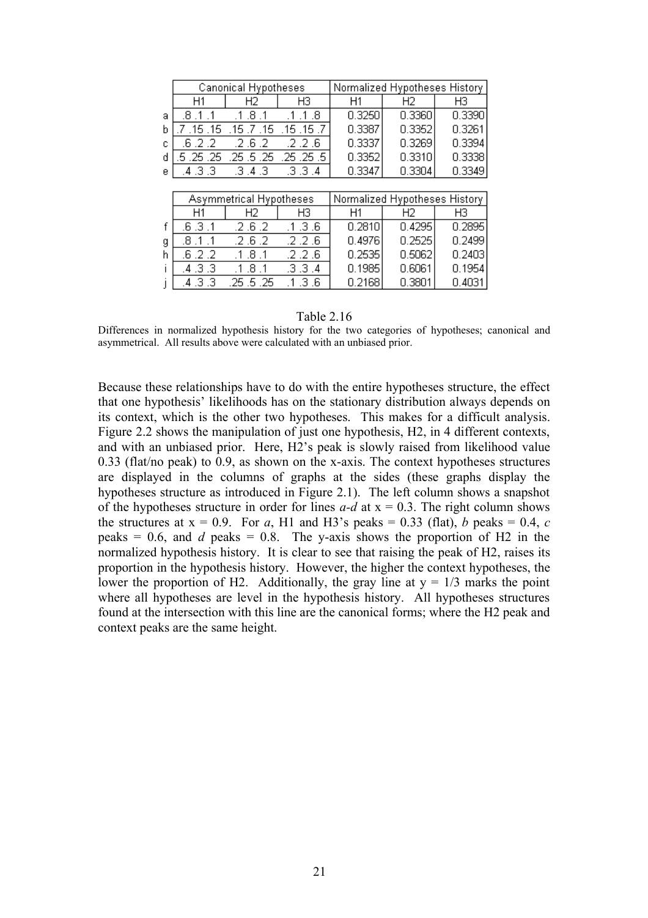| | Canonical Hypotheses | | | Normalized Hypotheses History | | |
|---|---|---|---|---|---|---|
| | H1 | H2 | H3 | H1 | H2 | H3 |
| a | .8 .1 .1 | .1 .8 .1 | .1 .1 .8 | 0.3250 | 0.3360 | 0.3390 |
| b | .7 .15 .15 | .15 .7 .15 | .15 .15 .7 | 0.3387 | 0.3352 | 0.3261 |
| c | .6 .2 .2 | .2 .6 .2 | .2 .2 .6 | 0.3337 | 0.3269 | 0.3394 |
| d | .5 .25 .25 | .25 .5 .25 | .25 .25 .5 | 0.3352 | 0.3310 | 0.3338 |
| e | .4 .3 .3 | .3 .4 .3 | .3 .3 .4 | 0.3347 | 0.3304 | 0.3349 |

| | Asymmetrical Hypotheses | | | Normalized Hypotheses History | | |
|---|---|---|---|---|---|---|
| | H1 | H2 | H3 | H1 | H2 | H3 |
| f | .6 .3 .1 | .2 .6 .2 | .1 .3 .6 | 0.2810 | 0.4295 | 0.2895 |
| g | .8 .1 .1 | .2 .6 .2 | .2 .2 .6 | 0.4976 | 0.2525 | 0.2499 |
| h | .6 .2 .2 | .1 .8 .1 | .2 .2 .6 | 0.2535 | 0.5062 | 0.2403 |
| i | .4 .3 .3 | .1 .8 .1 | .3 .3 .4 | 0.1985 | 0.6061 | 0.1954 |
| j | .4 .3 .3 | .25 .5 .25 | .1 .3 .6 | 0.2168 | 0.3801 | 0.4031 |

Table 2.16

Differences in normalized hypothesis history for the two categories of hypotheses; canonical and asymmetrical. All results above were calculated with an unbiased prior.

Because these relationships have to do with the entire hypotheses structure, the effect that one hypothesis' likelihoods has on the stationary distribution always depends on its context, which is the other two hypotheses. This makes for a difficult analysis. Figure 2.2 shows the manipulation of just one hypothesis, H2, in 4 different contexts, and with an unbiased prior. Here, H2's peak is slowly raised from likelihood value 0.33 (flat/no peak) to 0.9, as shown on the x-axis. The context hypotheses structures are displayed in the columns of graphs at the sides (these graphs display the hypotheses structure as introduced in Figure 2.1). The left column shows a snapshot of the hypotheses structure in order for lines *a-d* at x = 0.3. The right column shows the structures at x = 0.9. For *a*, H1 and H3's peaks = 0.33 (flat), *b* peaks = 0.4, *c* peaks = 0.6, and *d* peaks = 0.8. The y-axis shows the proportion of H2 in the normalized hypothesis history. It is clear to see that raising the peak of H2, raises its proportion in the hypothesis history. However, the higher the context hypotheses, the lower the proportion of H2. Additionally, the gray line at y = 1/3 marks the point where all hypotheses are level in the hypothesis history. All hypotheses structures found at the intersection with this line are the canonical forms; where the H2 peak and context peaks are the same height.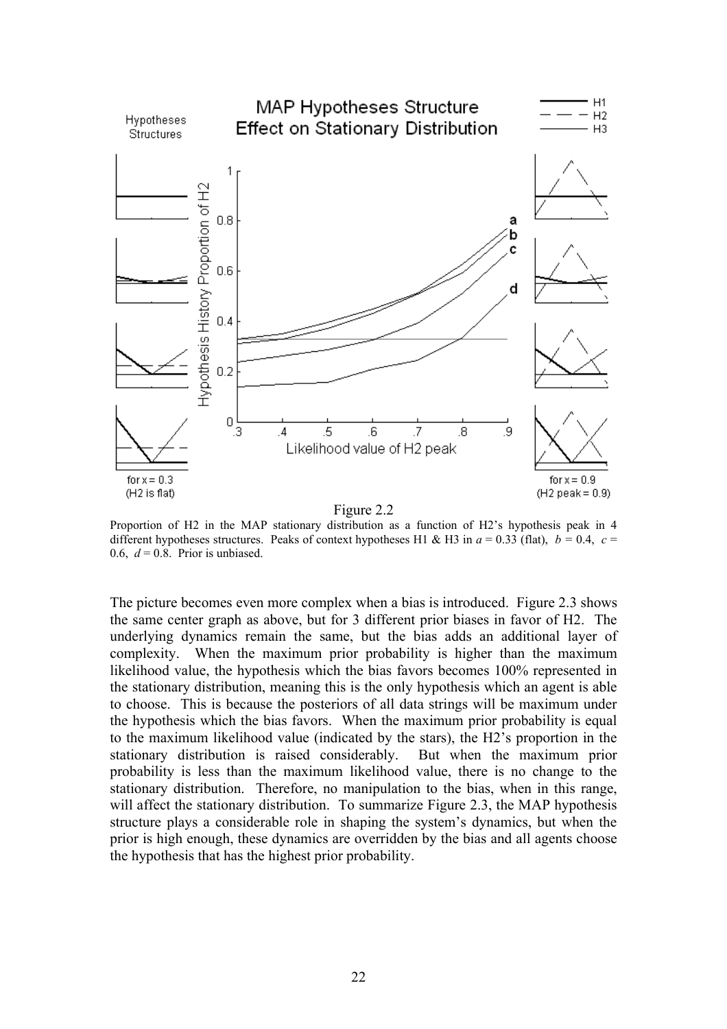Figure 2.2

Proportion of H2 in the MAP stationary distribution as a function of H2's hypothesis peak in 4 different hypotheses structures. Peaks of context hypotheses H1 & H3 in *a* = 0.33 (flat), *b* = 0.4, *c* = 0.6, *d* = 0.8. Prior is unbiased.

The picture becomes even more complex when a bias is introduced. Figure 2.3 shows the same center graph as above, but for 3 different prior biases in favor of H2. The underlying dynamics remain the same, but the bias adds an additional layer of complexity. When the maximum prior probability is higher than the maximum likelihood value, the hypothesis which the bias favors becomes 100% represented in the stationary distribution, meaning this is the only hypothesis which an agent is able to choose. This is because the posteriors of all data strings will be maximum under the hypothesis which the bias favors. When the maximum prior probability is equal to the maximum likelihood value (indicated by the stars), the H2's proportion in the stationary distribution is raised considerably. But when the maximum prior probability is less than the maximum likelihood value, there is no change to the stationary distribution. Therefore, no manipulation to the bias, when in this range, will affect the stationary distribution. To summarize Figure 2.3, the MAP hypothesis structure plays a considerable role in shaping the system's dynamics, but when the prior is high enough, these dynamics are overridden by the bias and all agents choose the hypothesis that has the highest prior probability.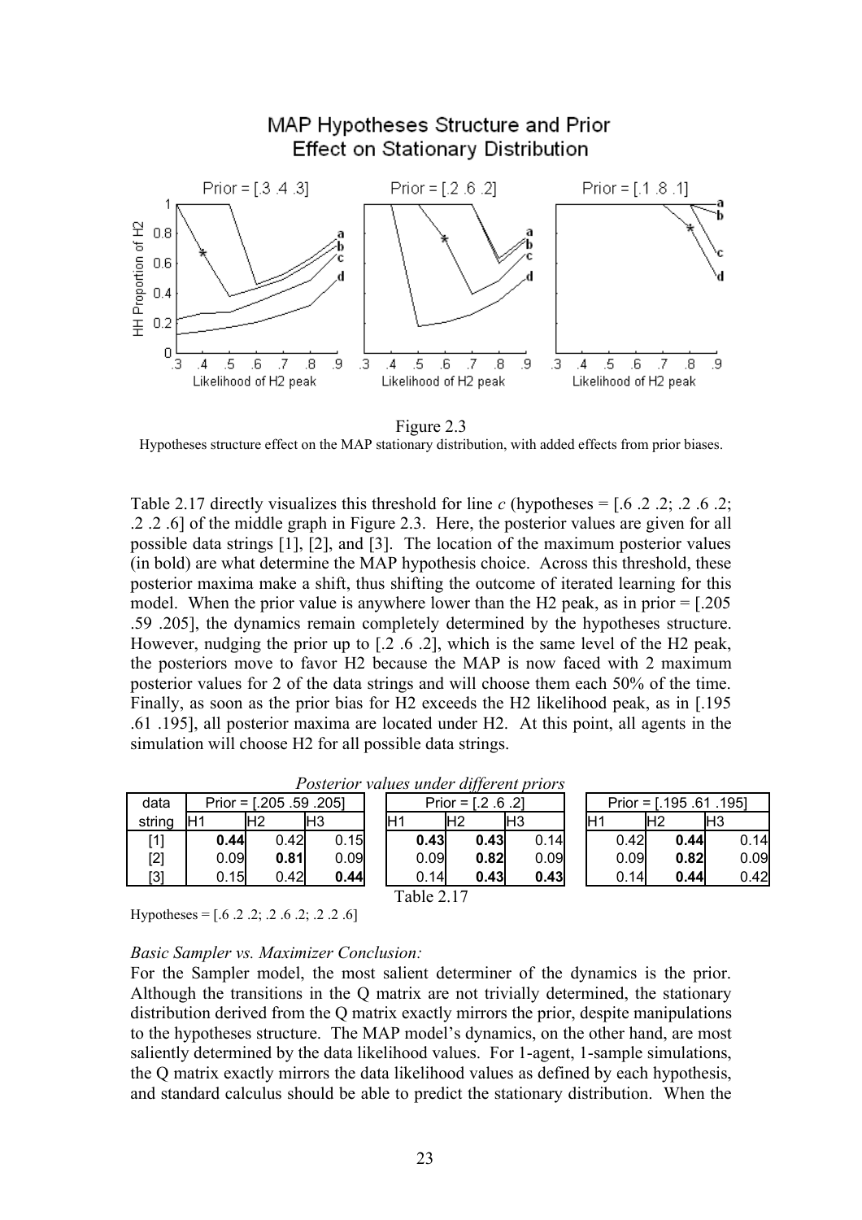Figure 2.3

Hypotheses structure effect on the MAP stationary distribution, with added effects from prior biases.

Table 2.17 directly visualizes this threshold for line *c* (hypotheses = [.6 .2 .2; .2 .6 .2; .2 .2 .6] of the middle graph in Figure 2.3. Here, the posterior values are given for all possible data strings [1], [2], and [3]. The location of the maximum posterior values (in bold) are what determine the MAP hypothesis choice. Across this threshold, these posterior maxima make a shift, thus shifting the outcome of iterated learning for this model. When the prior value is anywhere lower than the H2 peak, as in prior = [.205 .59 .205], the dynamics remain completely determined by the hypotheses structure. However, nudging the prior up to [.2 .6 .2], which is the same level of the H2 peak, the posteriors move to favor H2 because the MAP is now faced with 2 maximum posterior values for 2 of the data strings and will choose them each 50% of the time. Finally, as soon as the prior bias for H2 exceeds the H2 likelihood peak, as in [.195 .61 .195], all posterior maxima are located under H2. At this point, all agents in the simulation will choose H2 for all possible data strings.

*Posterior values under different priors*

| data | Prior = [.205 .59 .205] | | | Prior = [.2 .6 .2] | | | Prior = [.195 .61 .195] | | |
|---|---|---|---|---|---|---|---|---|---|
| string | H1 | H2 | H3 | H1 | H2 | H3 | H1 | H2 | H3 |
| [1] | **0.44** | 0.42 | 0.15 | **0.43** | **0.43** | 0.14 | 0.42 | **0.44** | 0.14 |
| [2] | 0.09 | **0.81** | 0.09 | 0.09 | **0.82** | 0.09 | 0.09 | **0.82** | 0.09 |
| [3] | 0.15 | 0.42 | **0.44** | 0.14 | **0.43** | **0.43** | 0.14 | **0.44** | 0.42 |

Table 2.17

Hypotheses = [.6 .2 .2; .2 .6 .2; .2 .2 .6]

*Basic Sampler vs. Maximizer Conclusion:*

For the Sampler model, the most salient determiner of the dynamics is the prior. Although the transitions in the Q matrix are not trivially determined, the stationary distribution derived from the Q matrix exactly mirrors the prior, despite manipulations to the hypotheses structure. The MAP model's dynamics, on the other hand, are most saliently determined by the data likelihood values. For 1-agent, 1-sample simulations, the Q matrix exactly mirrors the data likelihood values as defined by each hypothesis, and standard calculus should be able to predict the stationary distribution. When the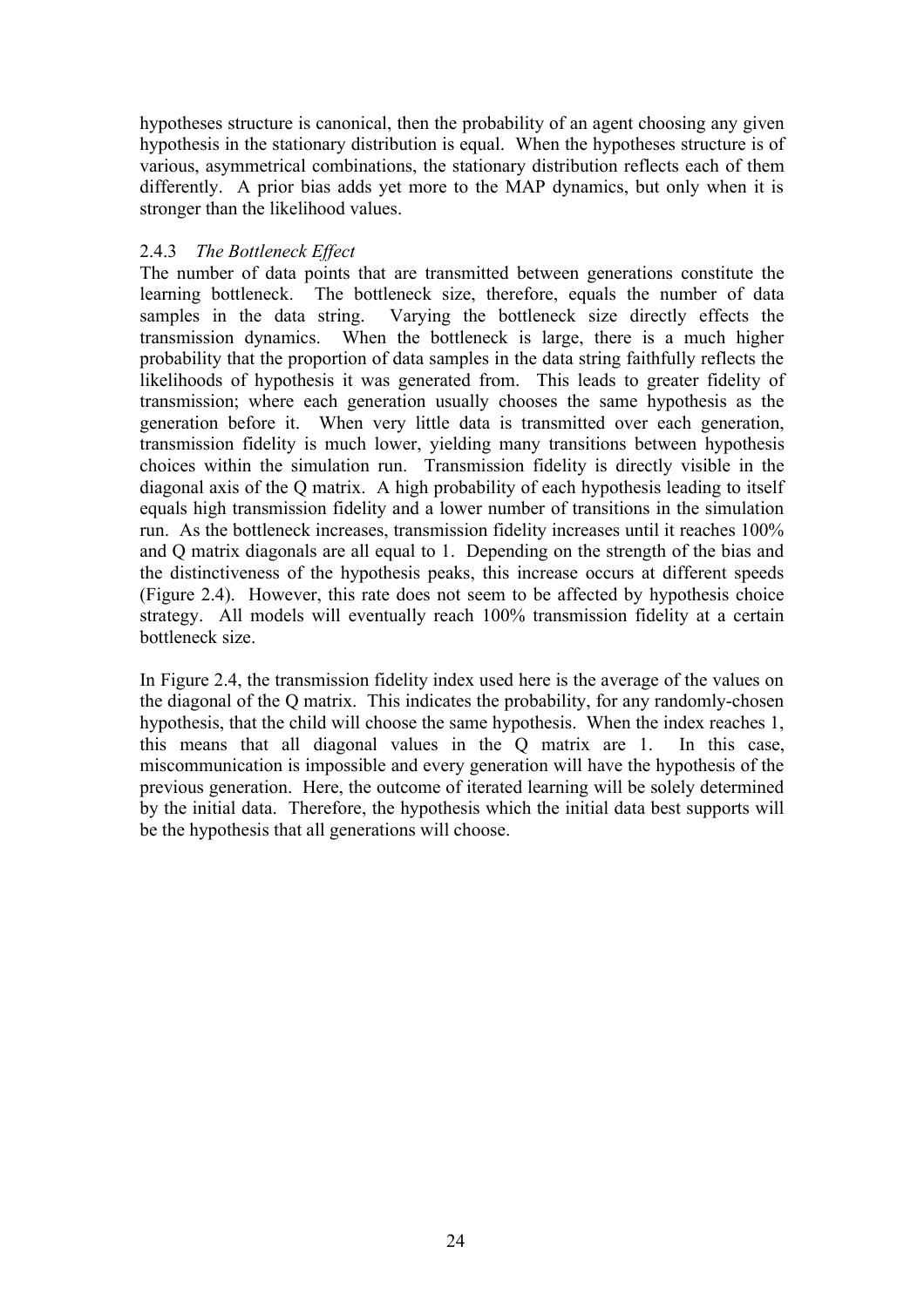hypotheses structure is canonical, then the probability of an agent choosing any given hypothesis in the stationary distribution is equal. When the hypotheses structure is of various, asymmetrical combinations, the stationary distribution reflects each of them differently. A prior bias adds yet more to the MAP dynamics, but only when it is stronger than the likelihood values.

### 2.4.3 *The Bottleneck Effect*

The number of data points that are transmitted between generations constitute the learning bottleneck. The bottleneck size, therefore, equals the number of data samples in the data string. Varying the bottleneck size directly effects the transmission dynamics. When the bottleneck is large, there is a much higher probability that the proportion of data samples in the data string faithfully reflects the likelihoods of hypothesis it was generated from. This leads to greater fidelity of transmission; where each generation usually chooses the same hypothesis as the generation before it. When very little data is transmitted over each generation, transmission fidelity is much lower, yielding many transitions between hypothesis choices within the simulation run. Transmission fidelity is directly visible in the diagonal axis of the Q matrix. A high probability of each hypothesis leading to itself equals high transmission fidelity and a lower number of transitions in the simulation run. As the bottleneck increases, transmission fidelity increases until it reaches 100% and Q matrix diagonals are all equal to 1. Depending on the strength of the bias and the distinctiveness of the hypothesis peaks, this increase occurs at different speeds (Figure 2.4). However, this rate does not seem to be affected by hypothesis choice strategy. All models will eventually reach 100% transmission fidelity at a certain bottleneck size.

In Figure 2.4, the transmission fidelity index used here is the average of the values on the diagonal of the Q matrix. This indicates the probability, for any randomly-chosen hypothesis, that the child will choose the same hypothesis. When the index reaches 1, this means that all diagonal values in the Q matrix are 1. In this case, miscommunication is impossible and every generation will have the hypothesis of the previous generation. Here, the outcome of iterated learning will be solely determined by the initial data. Therefore, the hypothesis which the initial data best supports will be the hypothesis that all generations will choose.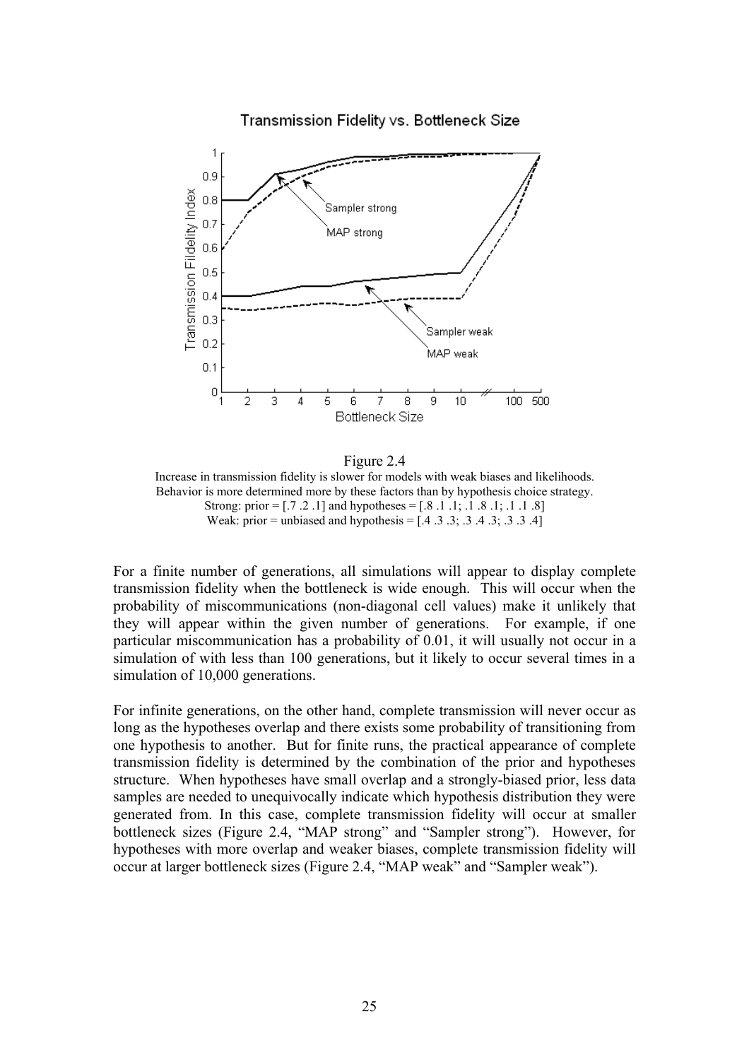Figure 2.4

Increase in transmission fidelity is slower for models with weak biases and likelihoods. Behavior is more determined more by these factors than by hypothesis choice strategy.
Strong: prior = [.7 .2 .1] and hypotheses = [.8 .1 .1; .1 .8 .1; .1 .1 .8]
Weak: prior = unbiased and hypothesis = [.4 .3 .3; .3 .4 .3; .3 .3 .4]

For a finite number of generations, all simulations will appear to display complete transmission fidelity when the bottleneck is wide enough. This will occur when the probability of miscommunications (non-diagonal cell values) make it unlikely that they will appear within the given number of generations. For example, if one particular miscommunication has a probability of 0.01, it will usually not occur in a simulation of with less than 100 generations, but it likely to occur several times in a simulation of 10,000 generations.

For infinite generations, on the other hand, complete transmission will never occur as long as the hypotheses overlap and there exists some probability of transitioning from one hypothesis to another. But for finite runs, the practical appearance of complete transmission fidelity is determined by the combination of the prior and hypotheses structure. When hypotheses have small overlap and a strongly-biased prior, less data samples are needed to unequivocally indicate which hypothesis distribution they were generated from. In this case, complete transmission fidelity will occur at smaller bottleneck sizes (Figure 2.4, "MAP strong" and "Sampler strong"). However, for hypotheses with more overlap and weaker biases, complete transmission fidelity will occur at larger bottleneck sizes (Figure 2.4, "MAP weak" and "Sampler weak").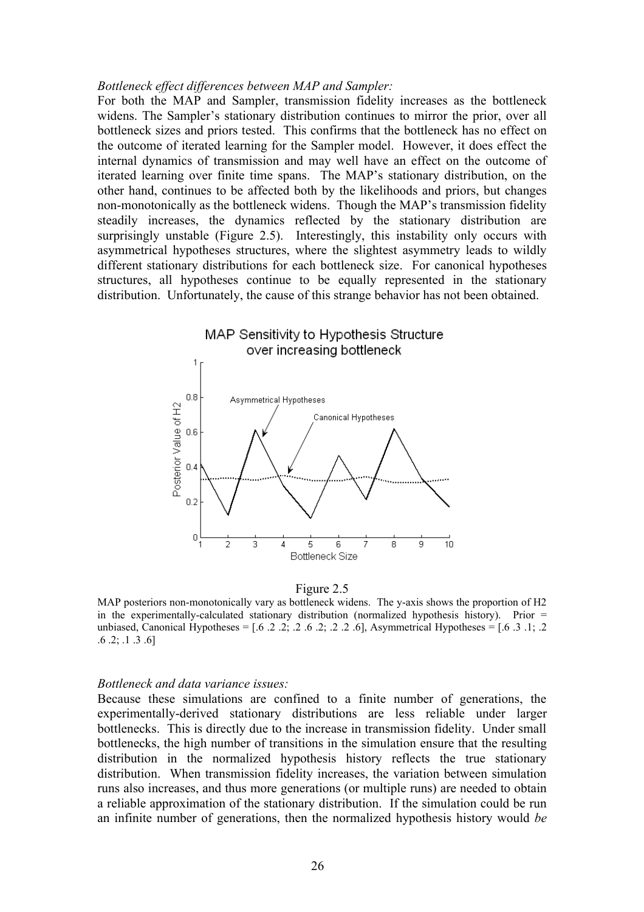*Bottleneck effect differences between MAP and Sampler:*

For both the MAP and Sampler, transmission fidelity increases as the bottleneck widens. The Sampler's stationary distribution continues to mirror the prior, over all bottleneck sizes and priors tested. This confirms that the bottleneck has no effect on the outcome of iterated learning for the Sampler model. However, it does effect the internal dynamics of transmission and may well have an effect on the outcome of iterated learning over finite time spans. The MAP's stationary distribution, on the other hand, continues to be affected both by the likelihoods and priors, but changes non-monotonically as the bottleneck widens. Though the MAP's transmission fidelity steadily increases, the dynamics reflected by the stationary distribution are surprisingly unstable (Figure 2.5). Interestingly, this instability only occurs with asymmetrical hypotheses structures, where the slightest asymmetry leads to wildly different stationary distributions for each bottleneck size. For canonical hypotheses structures, all hypotheses continue to be equally represented in the stationary distribution. Unfortunately, the cause of this strange behavior has not been obtained.

Figure 2.5

MAP posteriors non-monotonically vary as bottleneck widens. The y-axis shows the proportion of H2 in the experimentally-calculated stationary distribution (normalized hypothesis history). Prior = unbiased, Canonical Hypotheses = [.6 .2 .2; .2 .6 .2; .2 .2 .6], Asymmetrical Hypotheses = [.6 .3 .1; .2 .6 .2; .1 .3 .6]

*Bottleneck and data variance issues:*

Because these simulations are confined to a finite number of generations, the experimentally-derived stationary distributions are less reliable under larger bottlenecks. This is directly due to the increase in transmission fidelity. Under small bottlenecks, the high number of transitions in the simulation ensure that the resulting distribution in the normalized hypothesis history reflects the true stationary distribution. When transmission fidelity increases, the variation between simulation runs also increases, and thus more generations (or multiple runs) are needed to obtain a reliable approximation of the stationary distribution. If the simulation could be run an infinite number of generations, then the normalized hypothesis history would *be*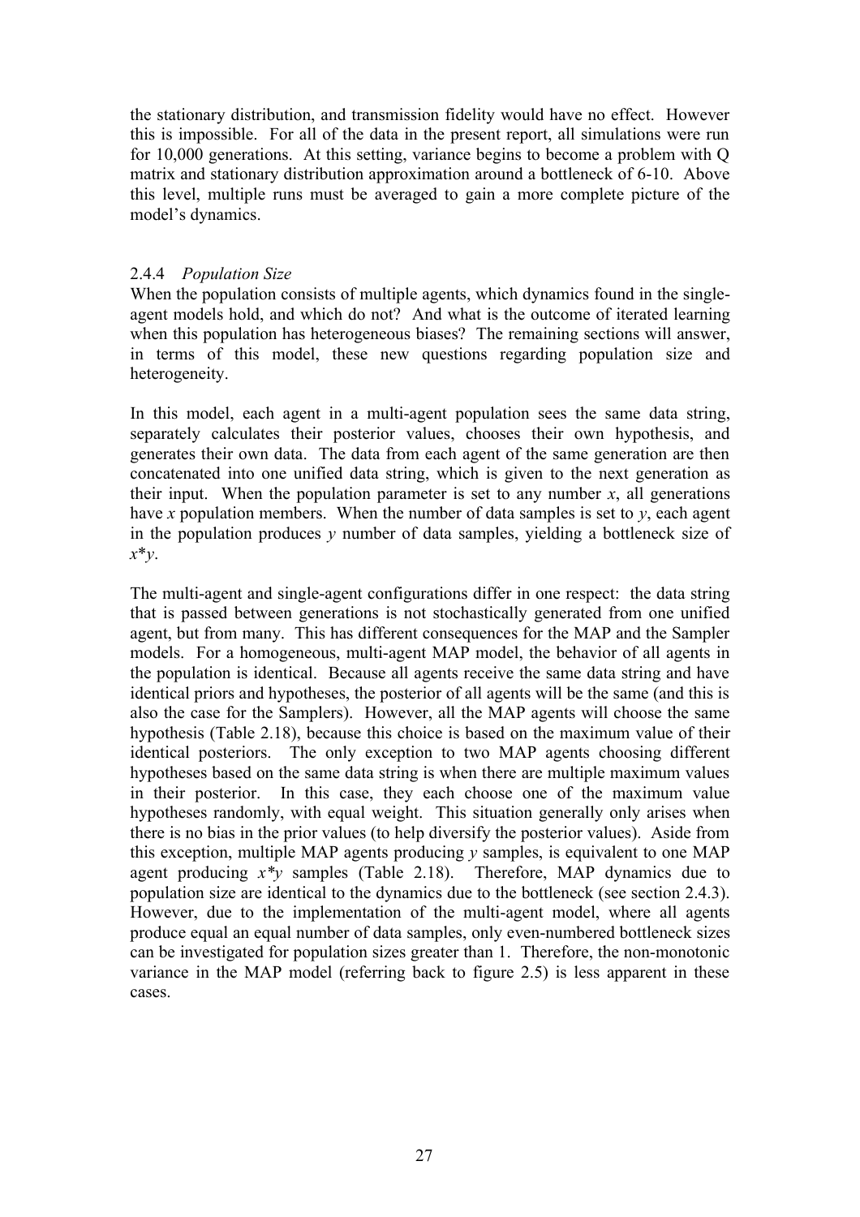the stationary distribution, and transmission fidelity would have no effect. However this is impossible. For all of the data in the present report, all simulations were run for 10,000 generations. At this setting, variance begins to become a problem with Q matrix and stationary distribution approximation around a bottleneck of 6-10. Above this level, multiple runs must be averaged to gain a more complete picture of the model's dynamics.

### 2.4.4 *Population Size*

When the population consists of multiple agents, which dynamics found in the single-agent models hold, and which do not? And what is the outcome of iterated learning when this population has heterogeneous biases? The remaining sections will answer, in terms of this model, these new questions regarding population size and heterogeneity.

In this model, each agent in a multi-agent population sees the same data string, separately calculates their posterior values, chooses their own hypothesis, and generates their own data. The data from each agent of the same generation are then concatenated into one unified data string, which is given to the next generation as their input. When the population parameter is set to any number $x$, all generations have $x$ population members. When the number of data samples is set to $y$, each agent in the population produces $y$ number of data samples, yielding a bottleneck size of $x*y$.

The multi-agent and single-agent configurations differ in one respect: the data string that is passed between generations is not stochastically generated from one unified agent, but from many. This has different consequences for the MAP and the Sampler models. For a homogeneous, multi-agent MAP model, the behavior of all agents in the population is identical. Because all agents receive the same data string and have identical priors and hypotheses, the posterior of all agents will be the same (and this is also the case for the Samplers). However, all the MAP agents will choose the same hypothesis (Table 2.18), because this choice is based on the maximum value of their identical posteriors. The only exception to two MAP agents choosing different hypotheses based on the same data string is when there are multiple maximum values in their posterior. In this case, they each choose one of the maximum value hypotheses randomly, with equal weight. This situation generally only arises when there is no bias in the prior values (to help diversify the posterior values). Aside from this exception, multiple MAP agents producing $y$ samples, is equivalent to one MAP agent producing $x*y$ samples (Table 2.18). Therefore, MAP dynamics due to population size are identical to the dynamics due to the bottleneck (see section 2.4.3). However, due to the implementation of the multi-agent model, where all agents produce equal an equal number of data samples, only even-numbered bottleneck sizes can be investigated for population sizes greater than 1. Therefore, the non-monotonic variance in the MAP model (referring back to figure 2.5) is less apparent in these cases.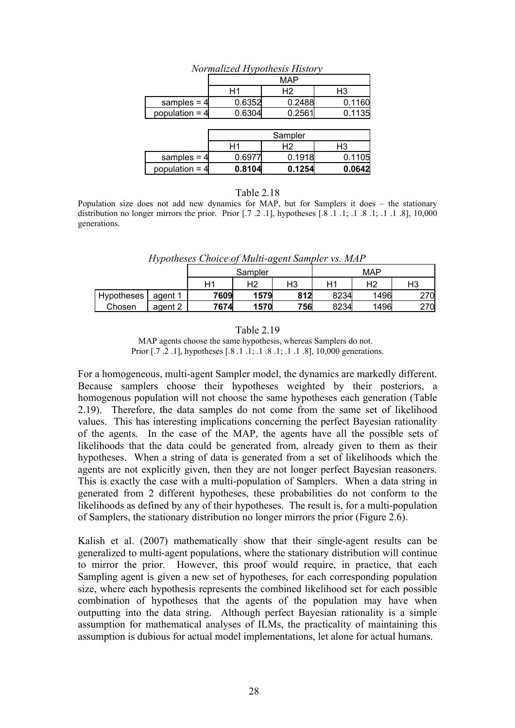*Normalized Hypothesis History*

| | MAP | | |
|---|---|---|---|
| | H1 | H2 | H3 |
| samples = 4 | 0.6352 | 0.2488 | 0.1160 |
| population = 4 | 0.6304 | 0.2561 | 0.1135 |

| | Sampler | | |
|---|---|---|---|
| | H1 | H2 | H3 |
| samples = 4 | 0.6977 | 0.1918 | 0.1105 |
| population = 4 | **0.8104** | **0.1254** | **0.0642** |

Table 2.18

Population size does not add new dynamics for MAP, but for Samplers it does – the stationary distribution no longer mirrors the prior. Prior [.7 .2 .1], hypotheses [.8 .1 .1; .1 .8 .1; .1 .1 .8], 10,000 generations.

*Hypotheses Choice of Multi-agent Sampler vs. MAP*

| | | Sampler | | | MAP | | |
|---|---|---|---|---|---|---|---|
| | | H1 | H2 | H3 | H1 | H2 | H3 |
| Hypotheses Chosen | agent 1 | **7609** | **1579** | **812** | 8234 | 1496 | 270 |
| | agent 2 | **7674** | **1570** | **756** | 8234 | 1496 | 270 |

Table 2.19

MAP agents choose the same hypothesis, whereas Samplers do not.
Prior [.7 .2 .1], hypotheses [.8 .1 .1; .1 .8 .1; .1 .1 .8], 10,000 generations.

For a homogeneous, multi-agent Sampler model, the dynamics are markedly different. Because samplers choose their hypotheses weighted by their posteriors, a homogenous population will not choose the same hypotheses each generation (Table 2.19). Therefore, the data samples do not come from the same set of likelihood values. This has interesting implications concerning the perfect Bayesian rationality of the agents. In the case of the MAP, the agents have all the possible sets of likelihoods that the data could be generated from, already given to them as their hypotheses. When a string of data is generated from a set of likelihoods which the agents are not explicitly given, then they are not longer perfect Bayesian reasoners. This is exactly the case with a multi-population of Samplers. When a data string in generated from 2 different hypotheses, these probabilities do not conform to the likelihoods as defined by any of their hypotheses. The result is, for a multi-population of Samplers, the stationary distribution no longer mirrors the prior (Figure 2.6).

Kalish et al. (2007) mathematically show that their single-agent results can be generalized to multi-agent populations, where the stationary distribution will continue to mirror the prior. However, this proof would require, in practice, that each Sampling agent is given a new set of hypotheses, for each corresponding population size, where each hypothesis represents the combined likelihood set for each possible combination of hypotheses that the agents of the population may have when outputting into the data string. Although perfect Bayesian rationality is a simple assumption for mathematical analyses of ILMs, the practicality of maintaining this assumption is dubious for actual model implementations, let alone for actual humans.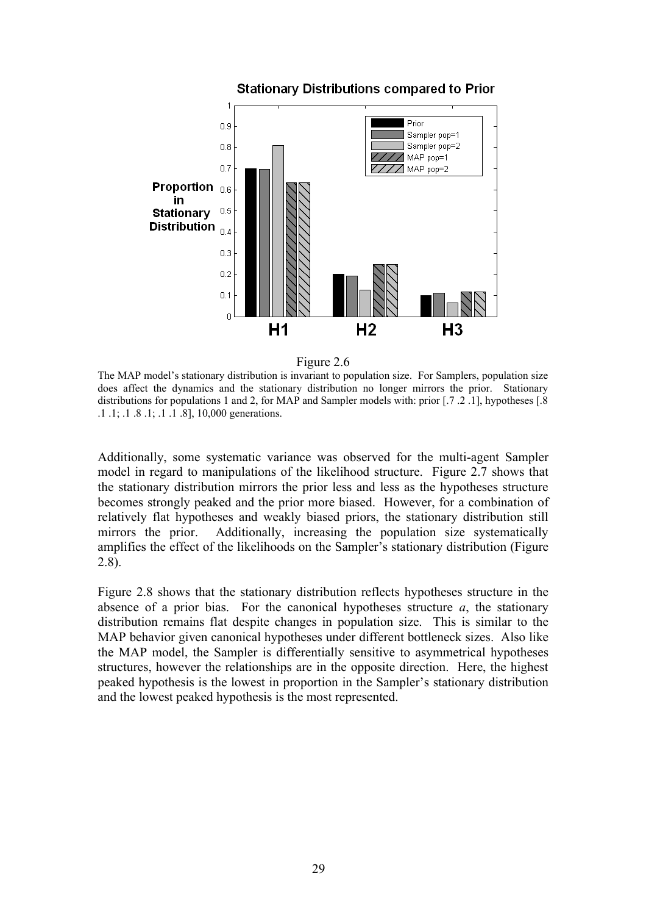Figure 2.6

The MAP model's stationary distribution is invariant to population size. For Samplers, population size does affect the dynamics and the stationary distribution no longer mirrors the prior. Stationary distributions for populations 1 and 2, for MAP and Sampler models with: prior [.7 .2 .1], hypotheses [.8 .1 .1; .1 .8 .1; .1 .1 .8], 10,000 generations.

Additionally, some systematic variance was observed for the multi-agent Sampler model in regard to manipulations of the likelihood structure. Figure 2.7 shows that the stationary distribution mirrors the prior less and less as the hypotheses structure becomes strongly peaked and the prior more biased. However, for a combination of relatively flat hypotheses and weakly biased priors, the stationary distribution still mirrors the prior. Additionally, increasing the population size systematically amplifies the effect of the likelihoods on the Sampler's stationary distribution (Figure 2.8).

Figure 2.8 shows that the stationary distribution reflects hypotheses structure in the absence of a prior bias. For the canonical hypotheses structure *a*, the stationary distribution remains flat despite changes in population size. This is similar to the MAP behavior given canonical hypotheses under different bottleneck sizes. Also like the MAP model, the Sampler is differentially sensitive to asymmetrical hypotheses structures, however the relationships are in the opposite direction. Here, the highest peaked hypothesis is the lowest in proportion in the Sampler's stationary distribution and the lowest peaked hypothesis is the most represented.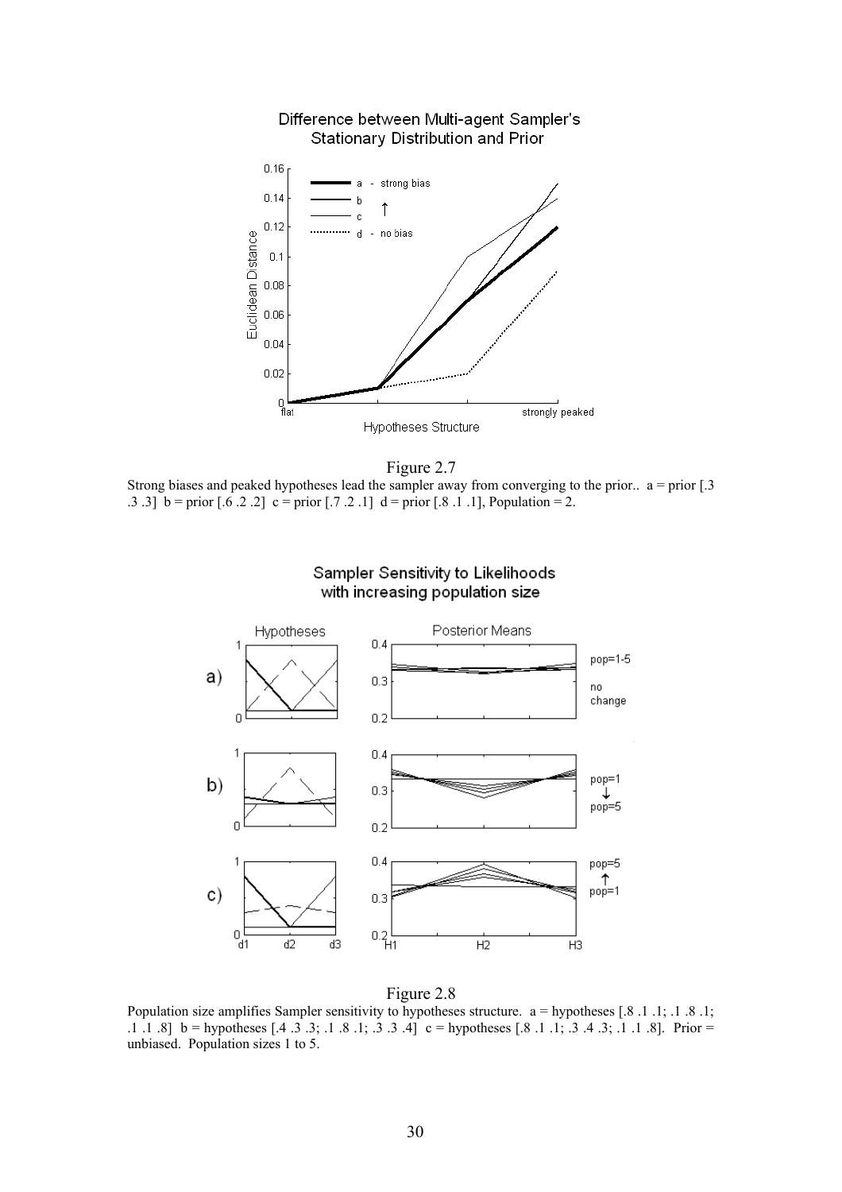Figure 2.7

Strong biases and peaked hypotheses lead the sampler away from converging to the prior.. a = prior [.3 .3 .3] b = prior [.6 .2 .2] c = prior [.7 .2 .1] d = prior [.8 .1 .1], Population = 2.

Figure 2.8

Population size amplifies Sampler sensitivity to hypotheses structure. a = hypotheses [.8 .1 .1; .1 .8 .1; .1 .1 .8] b = hypotheses [.4 .3 .3; .1 .8 .1; .3 .3 .4] c = hypotheses [.8 .1 .1; .3 .4 .3; .1 .1 .8]. Prior = unbiased. Population sizes 1 to 5.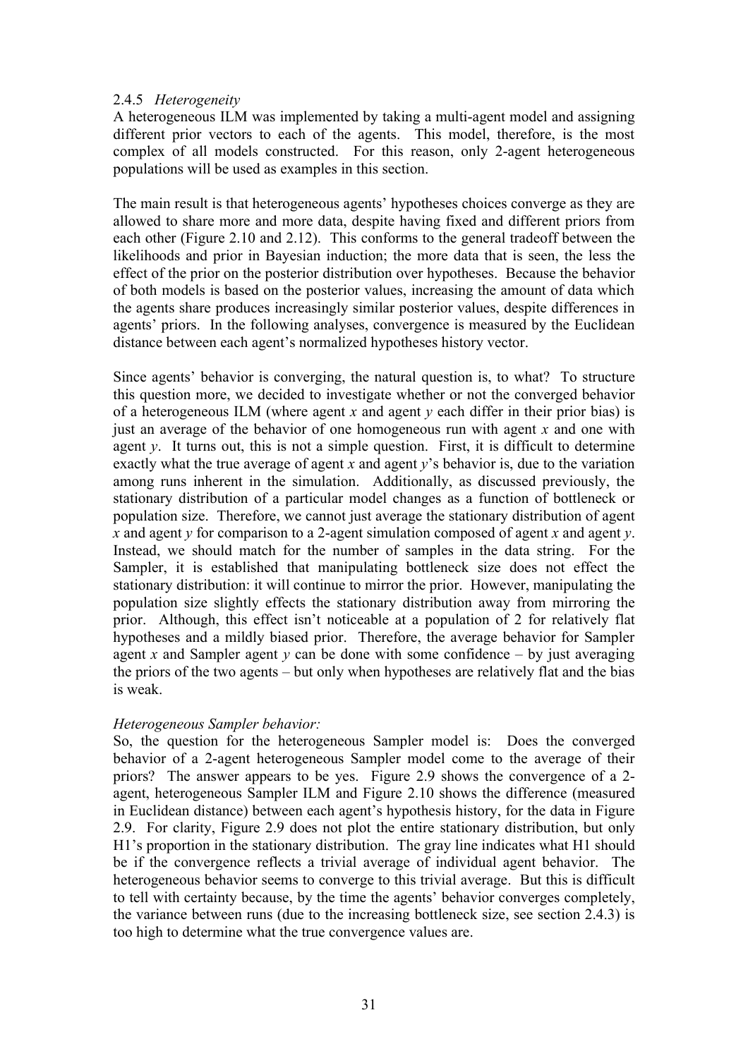### 2.4.5 *Heterogeneity*

A heterogeneous ILM was implemented by taking a multi-agent model and assigning different prior vectors to each of the agents. This model, therefore, is the most complex of all models constructed. For this reason, only 2-agent heterogeneous populations will be used as examples in this section.

The main result is that heterogeneous agents' hypotheses choices converge as they are allowed to share more and more data, despite having fixed and different priors from each other (Figure 2.10 and 2.12). This conforms to the general tradeoff between the likelihoods and prior in Bayesian induction; the more data that is seen, the less the effect of the prior on the posterior distribution over hypotheses. Because the behavior of both models is based on the posterior values, increasing the amount of data which the agents share produces increasingly similar posterior values, despite differences in agents' priors. In the following analyses, convergence is measured by the Euclidean distance between each agent's normalized hypotheses history vector.

Since agents' behavior is converging, the natural question is, to what? To structure this question more, we decided to investigate whether or not the converged behavior of a heterogeneous ILM (where agent *x* and agent *y* each differ in their prior bias) is just an average of the behavior of one homogeneous run with agent *x* and one with agent *y*. It turns out, this is not a simple question. First, it is difficult to determine exactly what the true average of agent *x* and agent *y*'s behavior is, due to the variation among runs inherent in the simulation. Additionally, as discussed previously, the stationary distribution of a particular model changes as a function of bottleneck or population size. Therefore, we cannot just average the stationary distribution of agent *x* and agent *y* for comparison to a 2-agent simulation composed of agent *x* and agent *y*. Instead, we should match for the number of samples in the data string. For the Sampler, it is established that manipulating bottleneck size does not effect the stationary distribution: it will continue to mirror the prior. However, manipulating the population size slightly effects the stationary distribution away from mirroring the prior. Although, this effect isn't noticeable at a population of 2 for relatively flat hypotheses and a mildly biased prior. Therefore, the average behavior for Sampler agent *x* and Sampler agent *y* can be done with some confidence – by just averaging the priors of the two agents – but only when hypotheses are relatively flat and the bias is weak.

*Heterogeneous Sampler behavior:*

So, the question for the heterogeneous Sampler model is: Does the converged behavior of a 2-agent heterogeneous Sampler model come to the average of their priors? The answer appears to be yes. Figure 2.9 shows the convergence of a 2-agent, heterogeneous Sampler ILM and Figure 2.10 shows the difference (measured in Euclidean distance) between each agent's hypothesis history, for the data in Figure 2.9. For clarity, Figure 2.9 does not plot the entire stationary distribution, but only H1's proportion in the stationary distribution. The gray line indicates what H1 should be if the convergence reflects a trivial average of individual agent behavior. The heterogeneous behavior seems to converge to this trivial average. But this is difficult to tell with certainty because, by the time the agents' behavior converges completely, the variance between runs (due to the increasing bottleneck size, see section 2.4.3) is too high to determine what the true convergence values are.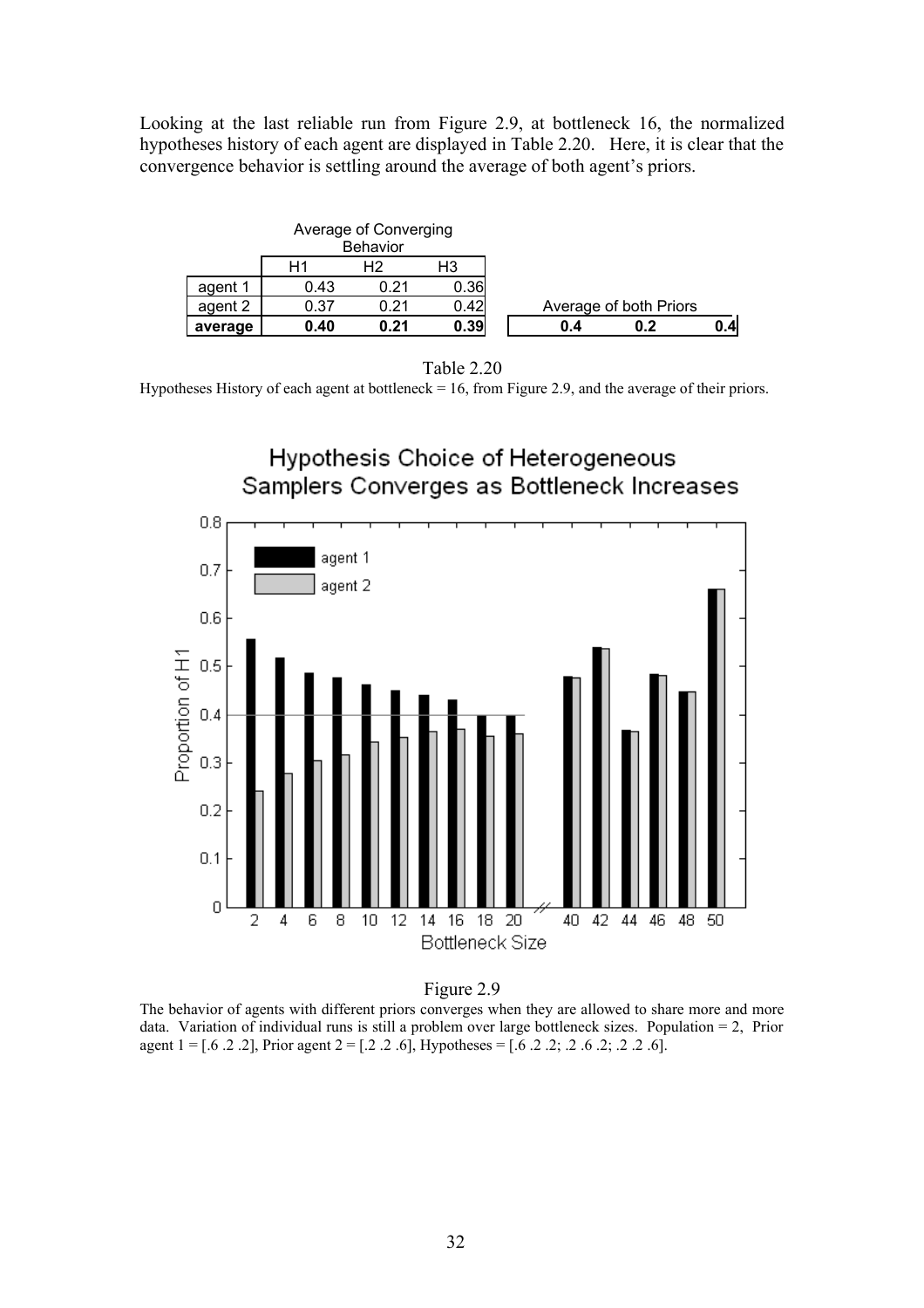Looking at the last reliable run from Figure 2.9, at bottleneck 16, the normalized hypotheses history of each agent are displayed in Table 2.20. Here, it is clear that the convergence behavior is settling around the average of both agent's priors.

| | Average of Converging Behavior | | | Average of both Priors | | |
|---|---|---|---|---|---|---|
| | H1 | H2 | H3 | | | |
| agent 1 | 0.43 | 0.21 | 0.36 | | | |
| agent 2 | 0.37 | 0.21 | 0.42 | | | |
| **average** | **0.40** | **0.21** | **0.39** | **0.4** | **0.2** | **0.4** |

Table 2.20
Hypotheses History of each agent at bottleneck = 16, from Figure 2.9, and the average of their priors.

Figure 2.9
The behavior of agents with different priors converges when they are allowed to share more and more data. Variation of individual runs is still a problem over large bottleneck sizes. Population = 2, Prior agent 1 = [.6 .2 .2], Prior agent 2 = [.2 .2 .6], Hypotheses = [.6 .2 .2; .2 .6 .2; .2 .2 .6].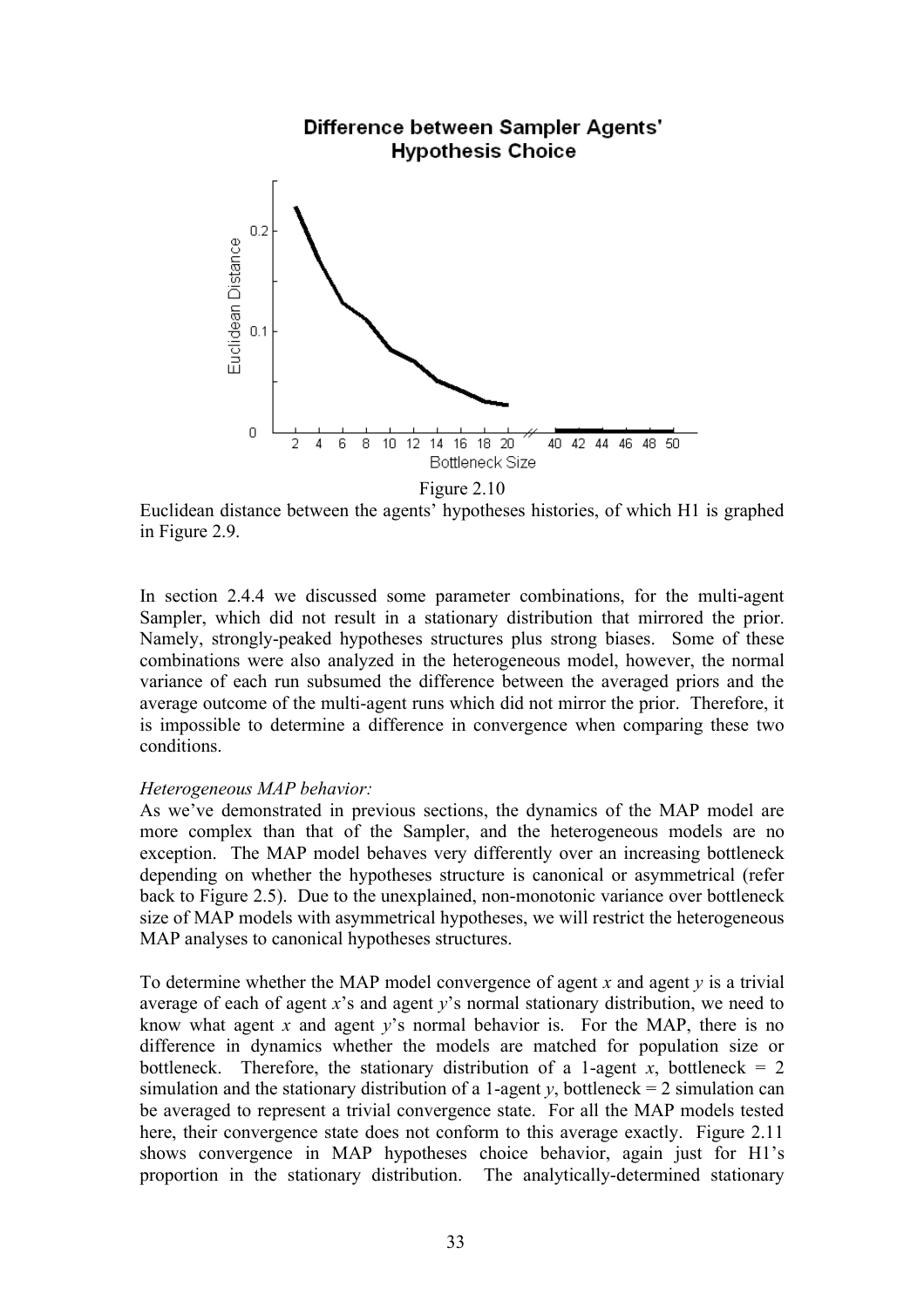Figure 2.10
Euclidean distance between the agents' hypotheses histories, of which H1 is graphed in Figure 2.9.

In section 2.4.4 we discussed some parameter combinations, for the multi-agent Sampler, which did not result in a stationary distribution that mirrored the prior. Namely, strongly-peaked hypotheses structures plus strong biases. Some of these combinations were also analyzed in the heterogeneous model, however, the normal variance of each run subsumed the difference between the averaged priors and the average outcome of the multi-agent runs which did not mirror the prior. Therefore, it is impossible to determine a difference in convergence when comparing these two conditions.

*Heterogeneous MAP behavior:*
As we've demonstrated in previous sections, the dynamics of the MAP model are more complex than that of the Sampler, and the heterogeneous models are no exception. The MAP model behaves very differently over an increasing bottleneck depending on whether the hypotheses structure is canonical or asymmetrical (refer back to Figure 2.5). Due to the unexplained, non-monotonic variance over bottleneck size of MAP models with asymmetrical hypotheses, we will restrict the heterogeneous MAP analyses to canonical hypotheses structures.

To determine whether the MAP model convergence of agent *x* and agent *y* is a trivial average of each of agent *x*'s and agent *y*'s normal stationary distribution, we need to know what agent *x* and agent *y*'s normal behavior is. For the MAP, there is no difference in dynamics whether the models are matched for population size or bottleneck. Therefore, the stationary distribution of a 1-agent *x*, bottleneck = 2 simulation and the stationary distribution of a 1-agent *y*, bottleneck = 2 simulation can be averaged to represent a trivial convergence state. For all the MAP models tested here, their convergence state does not conform to this average exactly. Figure 2.11 shows convergence in MAP hypotheses choice behavior, again just for H1's proportion in the stationary distribution. The analytically-determined stationary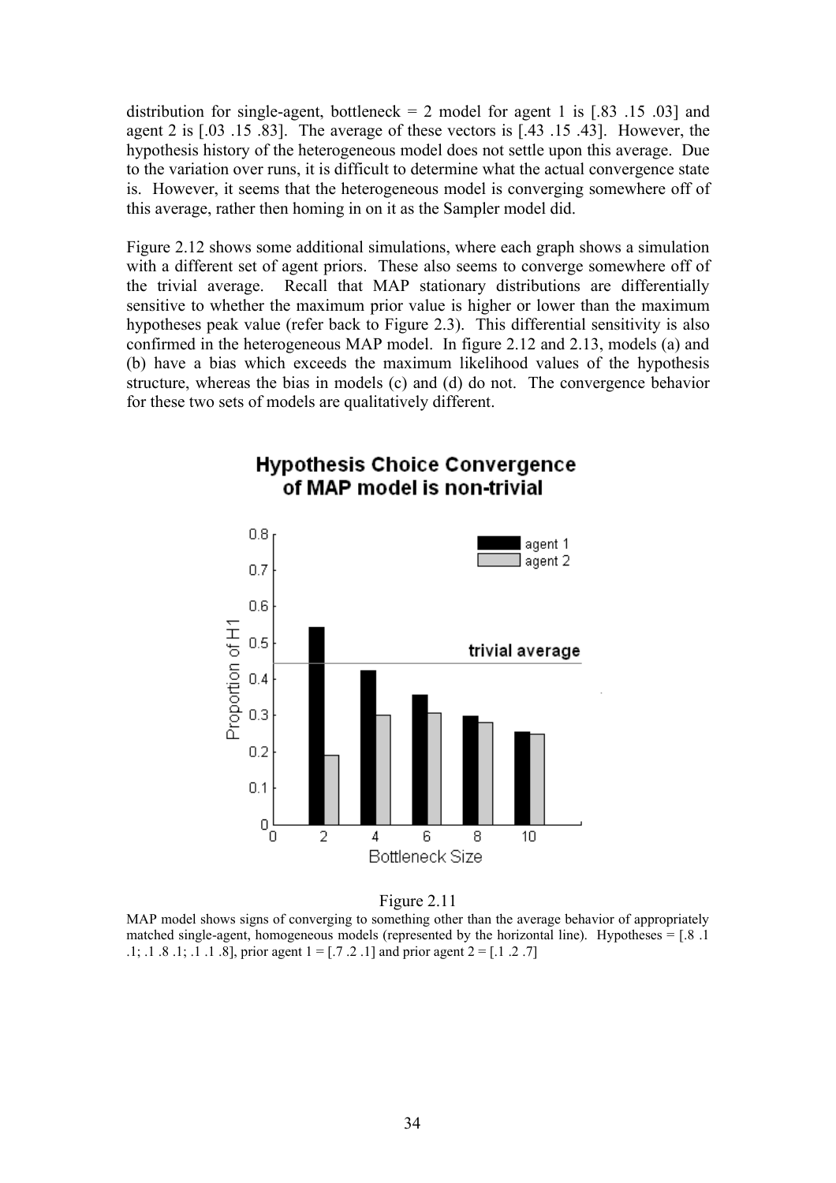distribution for single-agent, bottleneck = 2 model for agent 1 is [.83 .15 .03] and agent 2 is [.03 .15 .83]. The average of these vectors is [.43 .15 .43]. However, the hypothesis history of the heterogeneous model does not settle upon this average. Due to the variation over runs, it is difficult to determine what the actual convergence state is. However, it seems that the heterogeneous model is converging somewhere off of this average, rather then homing in on it as the Sampler model did.

Figure 2.12 shows some additional simulations, where each graph shows a simulation with a different set of agent priors. These also seems to converge somewhere off of the trivial average. Recall that MAP stationary distributions are differentially sensitive to whether the maximum prior value is higher or lower than the maximum hypotheses peak value (refer back to Figure 2.3). This differential sensitivity is also confirmed in the heterogeneous MAP model. In figure 2.12 and 2.13, models (a) and (b) have a bias which exceeds the maximum likelihood values of the hypothesis structure, whereas the bias in models (c) and (d) do not. The convergence behavior for these two sets of models are qualitatively different.

**Hypothesis Choice Convergence of MAP model is non-trivial**

Figure 2.11

MAP model shows signs of converging to something other than the average behavior of appropriately matched single-agent, homogeneous models (represented by the horizontal line). Hypotheses = [.8 .1 .1; .1 .8 .1; .1 .1 .8], prior agent 1 = [.7 .2 .1] and prior agent 2 = [.1 .2 .7]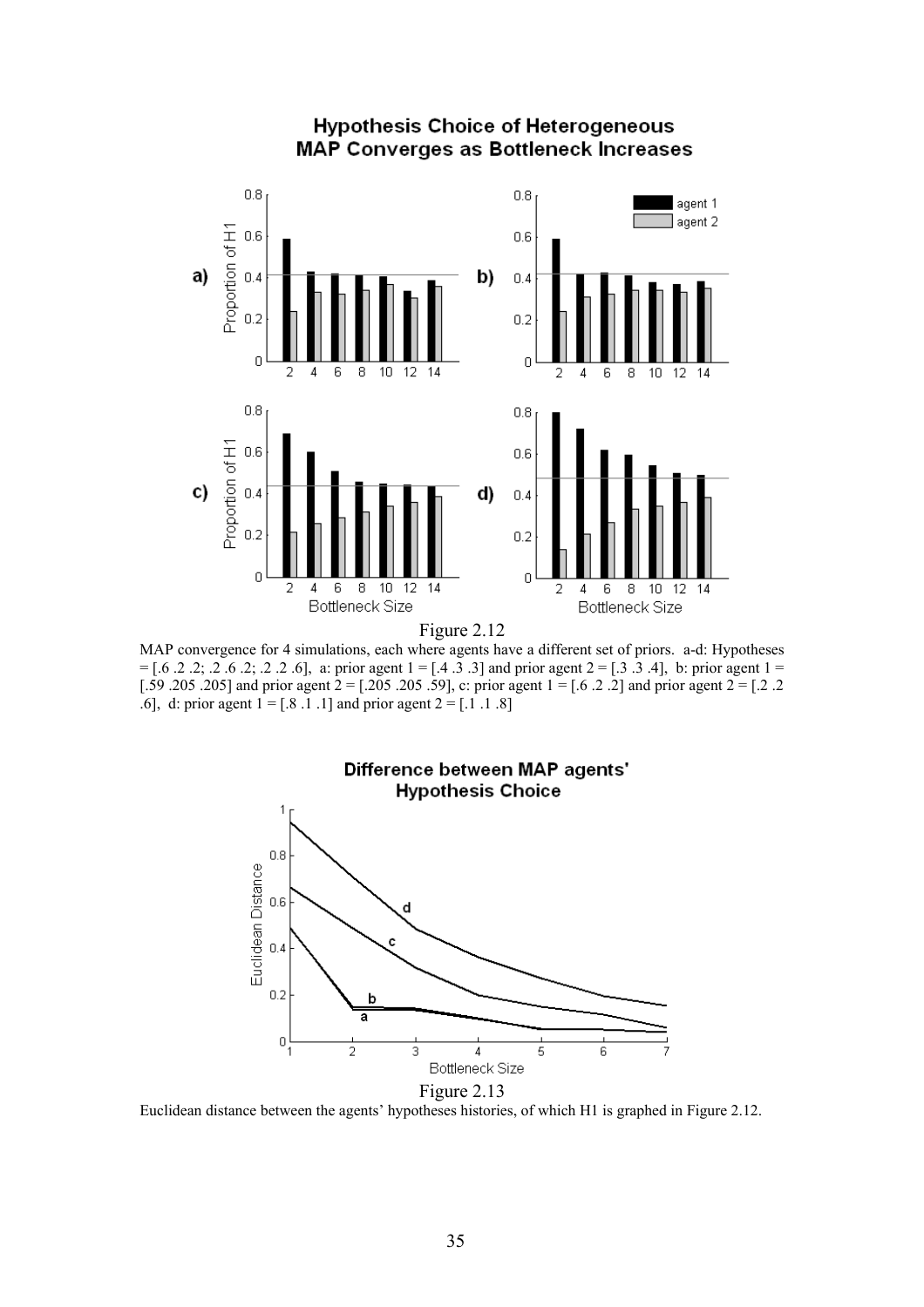Figure 2.12

MAP convergence for 4 simulations, each where agents have a different set of priors. a-d: Hypotheses = [.6 .2 .2; .2 .6 .2; .2 .2 .6], a: prior agent 1 = [.4 .3 .3] and prior agent 2 = [.3 .3 .4], b: prior agent 1 = [.59 .205 .205] and prior agent 2 = [.205 .205 .59], c: prior agent 1 = [.6 .2 .2] and prior agent 2 = [.2 .2 .6], d: prior agent 1 = [.8 .1 .1] and prior agent 2 = [.1 .1 .8]

Figure 2.13

Euclidean distance between the agents' hypotheses histories, of which H1 is graphed in Figure 2.12.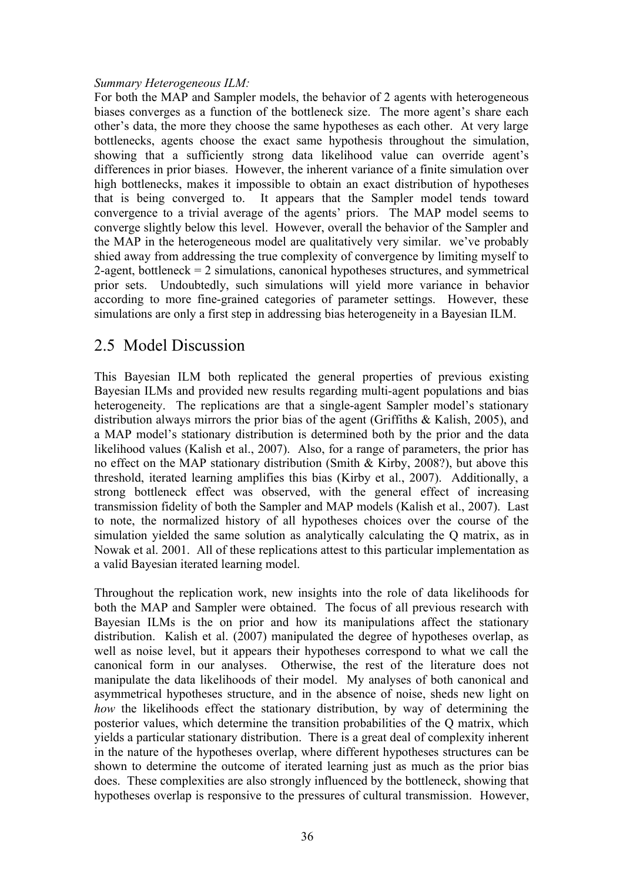*Summary Heterogeneous ILM:*

For both the MAP and Sampler models, the behavior of 2 agents with heterogeneous biases converges as a function of the bottleneck size. The more agent's share each other's data, the more they choose the same hypotheses as each other. At very large bottlenecks, agents choose the exact same hypothesis throughout the simulation, showing that a sufficiently strong data likelihood value can override agent's differences in prior biases. However, the inherent variance of a finite simulation over high bottlenecks, makes it impossible to obtain an exact distribution of hypotheses that is being converged to. It appears that the Sampler model tends toward convergence to a trivial average of the agents' priors. The MAP model seems to converge slightly below this level. However, overall the behavior of the Sampler and the MAP in the heterogeneous model are qualitatively very similar. we've probably shied away from addressing the true complexity of convergence by limiting myself to 2-agent, bottleneck = 2 simulations, canonical hypotheses structures, and symmetrical prior sets. Undoubtedly, such simulations will yield more variance in behavior according to more fine-grained categories of parameter settings. However, these simulations are only a first step in addressing bias heterogeneity in a Bayesian ILM.

## 2.5 Model Discussion

This Bayesian ILM both replicated the general properties of previous existing Bayesian ILMs and provided new results regarding multi-agent populations and bias heterogeneity. The replications are that a single-agent Sampler model's stationary distribution always mirrors the prior bias of the agent (Griffiths & Kalish, 2005), and a MAP model's stationary distribution is determined both by the prior and the data likelihood values (Kalish et al., 2007). Also, for a range of parameters, the prior has no effect on the MAP stationary distribution (Smith & Kirby, 2008?), but above this threshold, iterated learning amplifies this bias (Kirby et al., 2007). Additionally, a strong bottleneck effect was observed, with the general effect of increasing transmission fidelity of both the Sampler and MAP models (Kalish et al., 2007). Last to note, the normalized history of all hypotheses choices over the course of the simulation yielded the same solution as analytically calculating the Q matrix, as in Nowak et al. 2001. All of these replications attest to this particular implementation as a valid Bayesian iterated learning model.

Throughout the replication work, new insights into the role of data likelihoods for both the MAP and Sampler were obtained. The focus of all previous research with Bayesian ILMs is the on prior and how its manipulations affect the stationary distribution. Kalish et al. (2007) manipulated the degree of hypotheses overlap, as well as noise level, but it appears their hypotheses correspond to what we call the canonical form in our analyses. Otherwise, the rest of the literature does not manipulate the data likelihoods of their model. My analyses of both canonical and asymmetrical hypotheses structure, and in the absence of noise, sheds new light on *how* the likelihoods effect the stationary distribution, by way of determining the posterior values, which determine the transition probabilities of the Q matrix, which yields a particular stationary distribution. There is a great deal of complexity inherent in the nature of the hypotheses overlap, where different hypotheses structures can be shown to determine the outcome of iterated learning just as much as the prior bias does. These complexities are also strongly influenced by the bottleneck, showing that hypotheses overlap is responsive to the pressures of cultural transmission. However,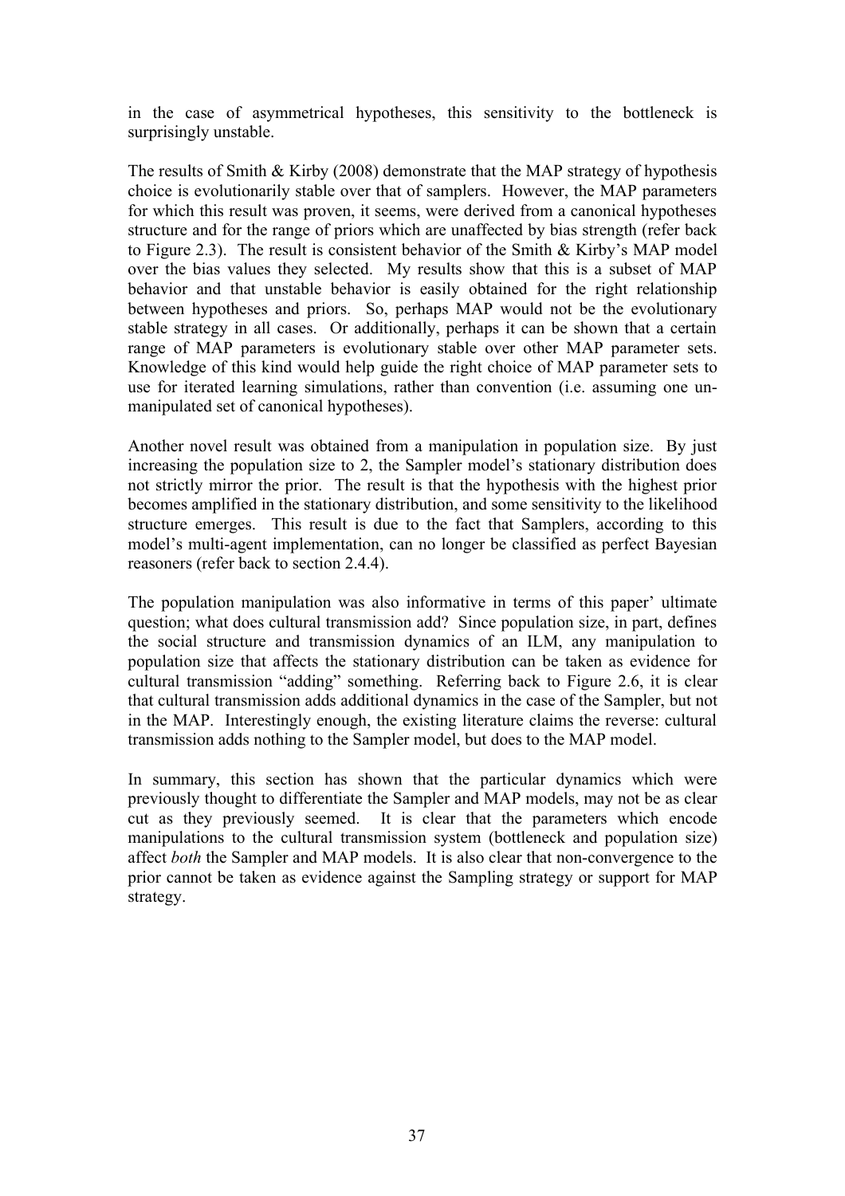in the case of asymmetrical hypotheses, this sensitivity to the bottleneck is surprisingly unstable.

The results of Smith & Kirby (2008) demonstrate that the MAP strategy of hypothesis choice is evolutionarily stable over that of samplers. However, the MAP parameters for which this result was proven, it seems, were derived from a canonical hypotheses structure and for the range of priors which are unaffected by bias strength (refer back to Figure 2.3). The result is consistent behavior of the Smith & Kirby's MAP model over the bias values they selected. My results show that this is a subset of MAP behavior and that unstable behavior is easily obtained for the right relationship between hypotheses and priors. So, perhaps MAP would not be the evolutionary stable strategy in all cases. Or additionally, perhaps it can be shown that a certain range of MAP parameters is evolutionary stable over other MAP parameter sets. Knowledge of this kind would help guide the right choice of MAP parameter sets to use for iterated learning simulations, rather than convention (i.e. assuming one un-manipulated set of canonical hypotheses).

Another novel result was obtained from a manipulation in population size. By just increasing the population size to 2, the Sampler model's stationary distribution does not strictly mirror the prior. The result is that the hypothesis with the highest prior becomes amplified in the stationary distribution, and some sensitivity to the likelihood structure emerges. This result is due to the fact that Samplers, according to this model's multi-agent implementation, can no longer be classified as perfect Bayesian reasoners (refer back to section 2.4.4).

The population manipulation was also informative in terms of this paper' ultimate question; what does cultural transmission add? Since population size, in part, defines the social structure and transmission dynamics of an ILM, any manipulation to population size that affects the stationary distribution can be taken as evidence for cultural transmission "adding" something. Referring back to Figure 2.6, it is clear that cultural transmission adds additional dynamics in the case of the Sampler, but not in the MAP. Interestingly enough, the existing literature claims the reverse: cultural transmission adds nothing to the Sampler model, but does to the MAP model.

In summary, this section has shown that the particular dynamics which were previously thought to differentiate the Sampler and MAP models, may not be as clear cut as they previously seemed. It is clear that the parameters which encode manipulations to the cultural transmission system (bottleneck and population size) affect *both* the Sampler and MAP models. It is also clear that non-convergence to the prior cannot be taken as evidence against the Sampling strategy or support for MAP strategy.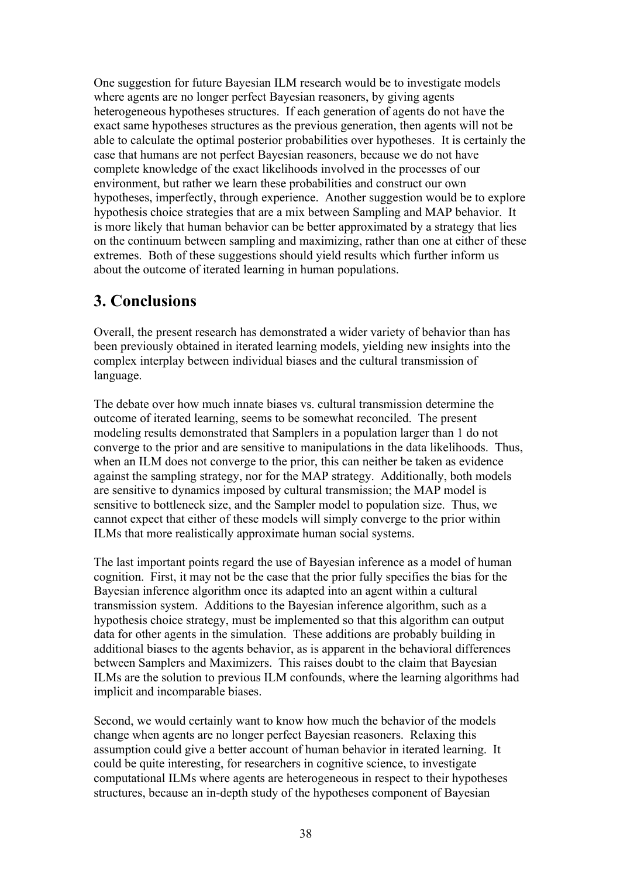One suggestion for future Bayesian ILM research would be to investigate models where agents are no longer perfect Bayesian reasoners, by giving agents heterogeneous hypotheses structures. If each generation of agents do not have the exact same hypotheses structures as the previous generation, then agents will not be able to calculate the optimal posterior probabilities over hypotheses. It is certainly the case that humans are not perfect Bayesian reasoners, because we do not have complete knowledge of the exact likelihoods involved in the processes of our environment, but rather we learn these probabilities and construct our own hypotheses, imperfectly, through experience. Another suggestion would be to explore hypothesis choice strategies that are a mix between Sampling and MAP behavior. It is more likely that human behavior can be better approximated by a strategy that lies on the continuum between sampling and maximizing, rather than one at either of these extremes. Both of these suggestions should yield results which further inform us about the outcome of iterated learning in human populations.

# 3. Conclusions

Overall, the present research has demonstrated a wider variety of behavior than has been previously obtained in iterated learning models, yielding new insights into the complex interplay between individual biases and the cultural transmission of language.

The debate over how much innate biases vs. cultural transmission determine the outcome of iterated learning, seems to be somewhat reconciled. The present modeling results demonstrated that Samplers in a population larger than 1 do not converge to the prior and are sensitive to manipulations in the data likelihoods. Thus, when an ILM does not converge to the prior, this can neither be taken as evidence against the sampling strategy, nor for the MAP strategy. Additionally, both models are sensitive to dynamics imposed by cultural transmission; the MAP model is sensitive to bottleneck size, and the Sampler model to population size. Thus, we cannot expect that either of these models will simply converge to the prior within ILMs that more realistically approximate human social systems.

The last important points regard the use of Bayesian inference as a model of human cognition. First, it may not be the case that the prior fully specifies the bias for the Bayesian inference algorithm once its adapted into an agent within a cultural transmission system. Additions to the Bayesian inference algorithm, such as a hypothesis choice strategy, must be implemented so that this algorithm can output data for other agents in the simulation. These additions are probably building in additional biases to the agents behavior, as is apparent in the behavioral differences between Samplers and Maximizers. This raises doubt to the claim that Bayesian ILMs are the solution to previous ILM confounds, where the learning algorithms had implicit and incomparable biases.

Second, we would certainly want to know how much the behavior of the models change when agents are no longer perfect Bayesian reasoners. Relaxing this assumption could give a better account of human behavior in iterated learning. It could be quite interesting, for researchers in cognitive science, to investigate computational ILMs where agents are heterogeneous in respect to their hypotheses structures, because an in-depth study of the hypotheses component of Bayesian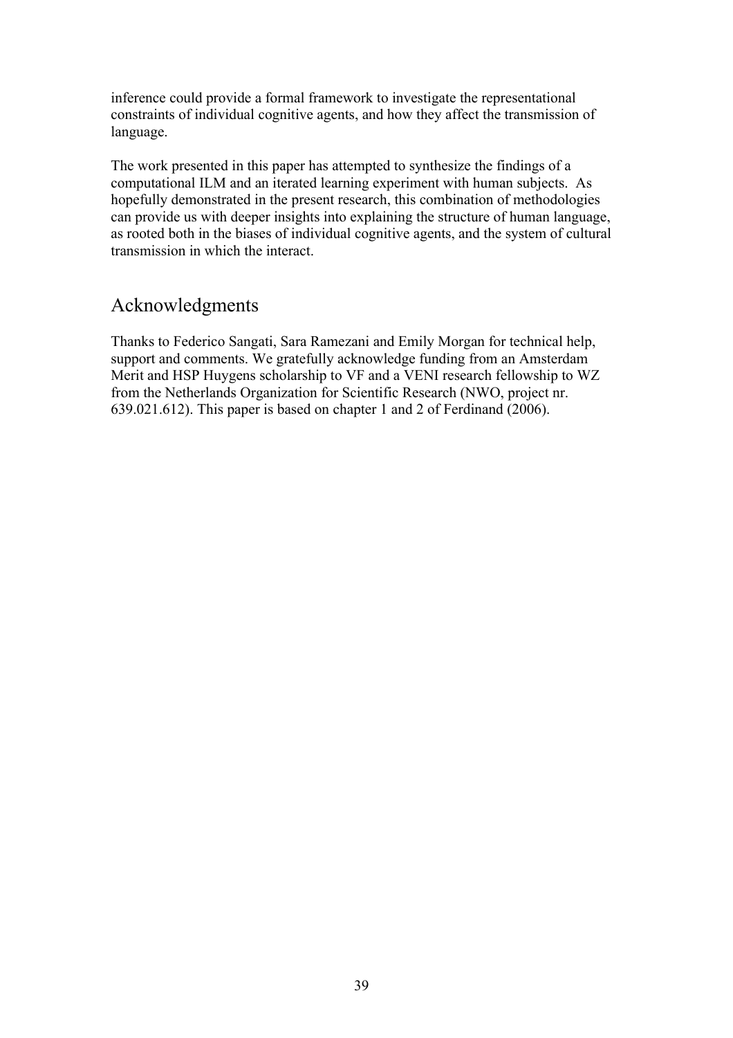inference could provide a formal framework to investigate the representational constraints of individual cognitive agents, and how they affect the transmission of language.

The work presented in this paper has attempted to synthesize the findings of a computational ILM and an iterated learning experiment with human subjects. As hopefully demonstrated in the present research, this combination of methodologies can provide us with deeper insights into explaining the structure of human language, as rooted both in the biases of individual cognitive agents, and the system of cultural transmission in which the interact.

## Acknowledgments

Thanks to Federico Sangati, Sara Ramezani and Emily Morgan for technical help, support and comments. We gratefully acknowledge funding from an Amsterdam Merit and HSP Huygens scholarship to VF and a VENI research fellowship to WZ from the Netherlands Organization for Scientific Research (NWO, project nr. 639.021.612). This paper is based on chapter 1 and 2 of Ferdinand (2006).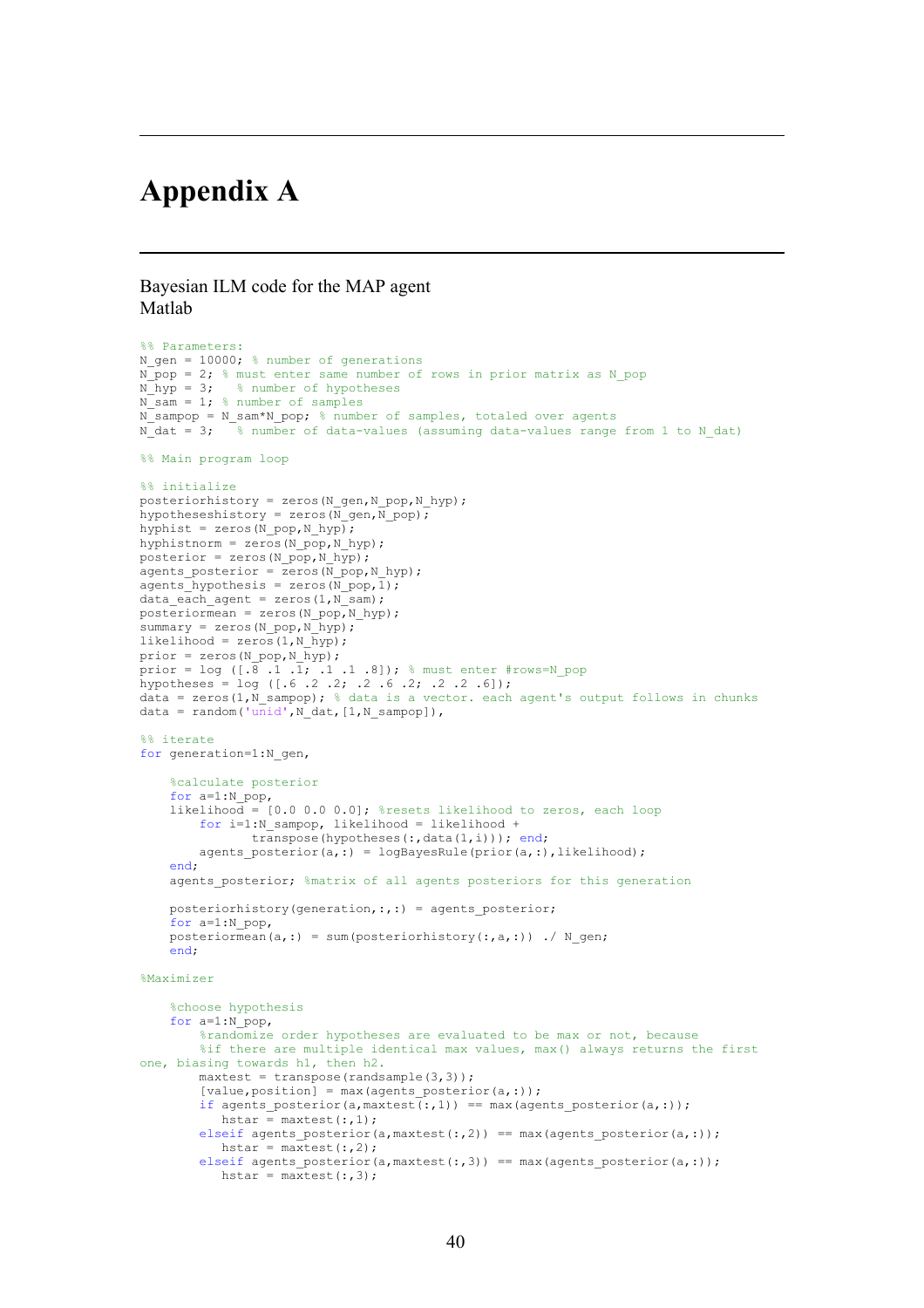# Appendix A

Bayesian ILM code for the MAP agent
Matlab

```
%% Parameters:
N_gen = 10000; % number of generations
N_pop = 2; % must enter same number of rows in prior matrix as N_pop
N_hyp = 3;   % number of hypotheses
N_sam = 1; % number of samples
N_sampop = N_sam*N_pop; % number of samples, totaled over agents
N_dat = 3;   % number of data-values (assuming data-values range from 1 to N_dat)

%% Main program loop

%% initialize
posteriorhistory = zeros(N_gen,N_pop,N_hyp);
hypotheseshistory = zeros(N_gen,N_pop);
hyphist = zeros(N_pop,N_hyp);
hyphistnorm = zeros(N_pop,N_hyp);
posterior = zeros(N_pop,N_hyp);
agents_posterior = zeros(N_pop,N_hyp);
agents_hypothesis = zeros(N_pop,1);
data_each_agent = zeros(1,N_sam);
posteriormean = zeros(N_pop,N_hyp);
summary = zeros(N_pop,N_hyp);
likelihood = zeros(1,N_hyp);
prior = zeros(N_pop,N_hyp);
prior = log ([.8 .1 .1; .1 .1 .8]); % must enter #rows=N_pop
hypotheses = log ([.6 .2 .2; .2 .6 .2; .2 .2 .6]);
data = zeros(1,N_sampop); % data is a vector. each agent's output follows in chunks
data = random('unid',N_dat,[1,N_sampop]),

%% iterate
for generation=1:N_gen,

    %calculate posterior
    for a=1:N_pop,
    likelihood = [0.0 0.0 0.0]; %resets likelihood to zeros, each loop
        for i=1:N_sampop, likelihood = likelihood +
                transpose(hypotheses(:,data(1,i))); end;
        agents_posterior(a,:) = logBayesRule(prior(a,:),likelihood);
    end;
    agents_posterior; %matrix of all agents posteriors for this generation

    posteriorhistory(generation,:,:) = agents_posterior;
    for a=1:N_pop,
    posteriormean(a,:) = sum(posteriorhistory(:,a,:)) ./ N_gen;
    end;

%Maximizer

    %choose hypothesis
    for a=1:N_pop,
        %randomize order hypotheses are evaluated to be max or not, because
        %if there are multiple identical max values, max() always returns the first
one, biasing towards h1, then h2.
        maxtest = transpose(randsample(3,3));
        [value,position] = max(agents_posterior(a,:));
        if agents_posterior(a,maxtest(:,1)) == max(agents_posterior(a,:));
           hstar = maxtest(:,1);
        elseif agents_posterior(a,maxtest(:,2)) == max(agents_posterior(a,:));
           hstar = maxtest(:,2);
        elseif agents_posterior(a,maxtest(:,3)) == max(agents_posterior(a,:));
           hstar = maxtest(:,3);
```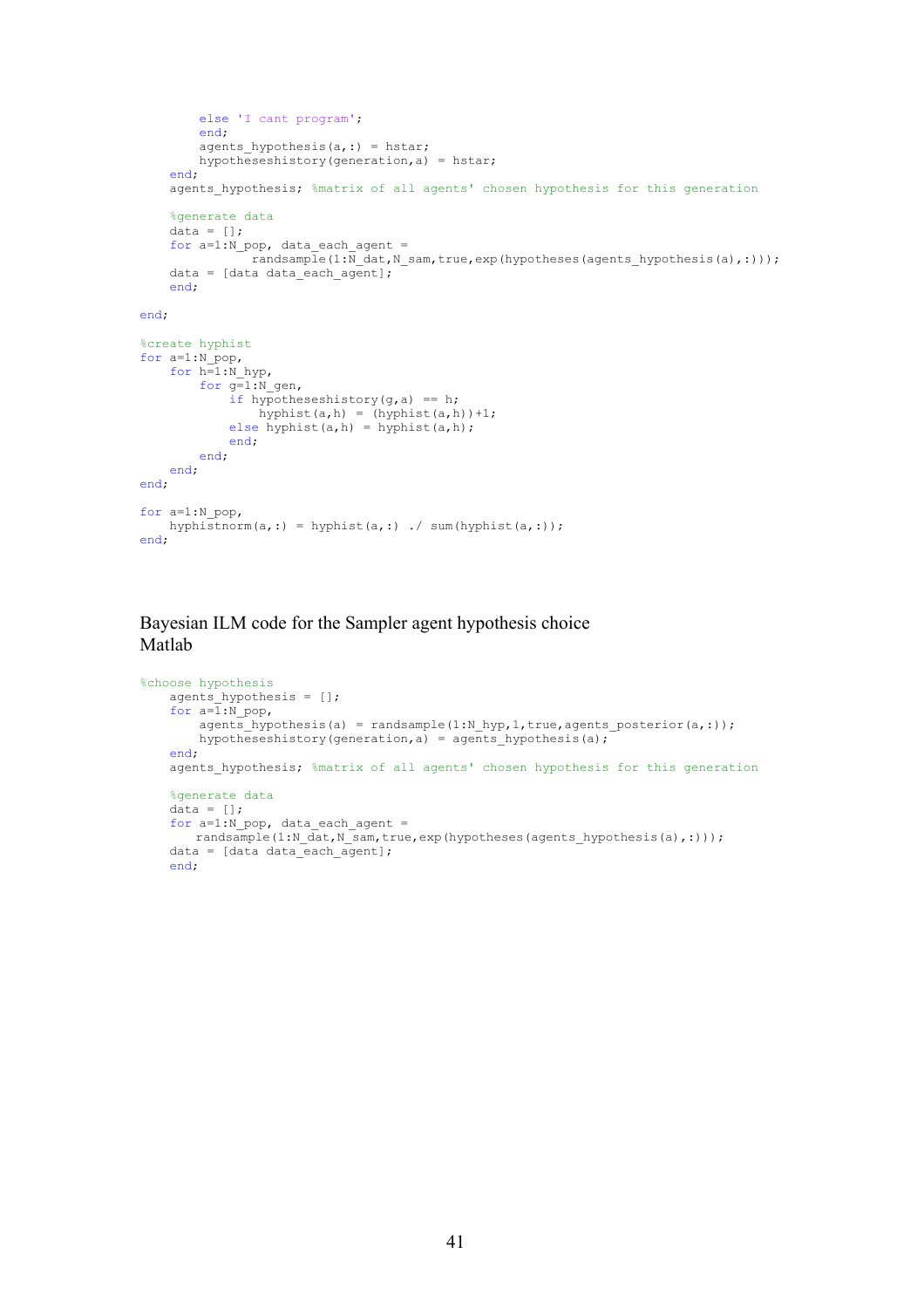```
        else 'I cant program';
        end;
        agents_hypothesis(a,:) = hstar;
        hypotheseshistory(generation,a) = hstar;
    end;
    agents_hypothesis; %matrix of all agents' chosen hypothesis for this generation

    %generate data
    data = [];
    for a=1:N_pop, data_each_agent =
            randsample(1:N_dat,N_sam,true,exp(hypotheses(agents_hypothesis(a),:)));
    data = [data data_each_agent];
    end;

end;

%create hyphist
for a=1:N_pop,
    for h=1:N_hyp,
        for g=1:N_gen,
            if hypotheseshistory(g,a) == h;
                hyphist(a,h) = (hyphist(a,h))+1;
            else hyphist(a,h) = hyphist(a,h);
            end;
        end;
    end;
end;

for a=1:N_pop,
    hyphistnorm(a,:) = hyphist(a,:) ./ sum(hyphist(a,:));
end;
```

Bayesian ILM code for the Sampler agent hypothesis choice
Matlab

```
%choose hypothesis
    agents_hypothesis = [];
    for a=1:N_pop,
        agents_hypothesis(a) = randsample(1:N_hyp,1,true,agents_posterior(a,:));
        hypotheseshistory(generation,a) = agents_hypothesis(a);
    end;
    agents_hypothesis; %matrix of all agents' chosen hypothesis for this generation

    %generate data
    data = [];
    for a=1:N_pop, data_each_agent =
        randsample(1:N_dat,N_sam,true,exp(hypotheses(agents_hypothesis(a),:)));
    data = [data data_each_agent];
    end;
```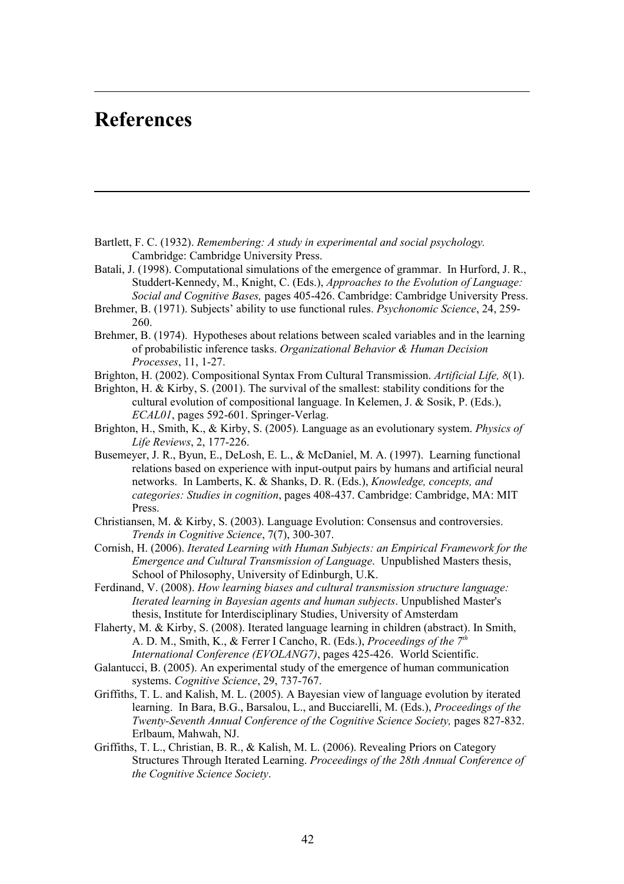# References

Bartlett, F. C. (1932). *Remembering: A study in experimental and social psychology.* Cambridge: Cambridge University Press.

Batali, J. (1998). Computational simulations of the emergence of grammar. In Hurford, J. R., Studdert-Kennedy, M., Knight, C. (Eds.), *Approaches to the Evolution of Language: Social and Cognitive Bases,* pages 405-426. Cambridge: Cambridge University Press.

Brehmer, B. (1971). Subjects' ability to use functional rules. *Psychonomic Science*, 24, 259-260.

Brehmer, B. (1974). Hypotheses about relations between scaled variables and in the learning of probabilistic inference tasks. *Organizational Behavior & Human Decision Processes*, 11, 1-27.

Brighton, H. (2002). Compositional Syntax From Cultural Transmission. *Artificial Life, 8*(1).

Brighton, H. & Kirby, S. (2001). The survival of the smallest: stability conditions for the cultural evolution of compositional language. In Kelemen, J. & Sosik, P. (Eds.), *ECAL01*, pages 592-601. Springer-Verlag.

Brighton, H., Smith, K., & Kirby, S. (2005). Language as an evolutionary system. *Physics of Life Reviews*, 2, 177-226.

Busemeyer, J. R., Byun, E., DeLosh, E. L., & McDaniel, M. A. (1997). Learning functional relations based on experience with input-output pairs by humans and artificial neural networks. In Lamberts, K. & Shanks, D. R. (Eds.), *Knowledge, concepts, and categories: Studies in cognition*, pages 408-437. Cambridge: Cambridge, MA: MIT Press.

Christiansen, M. & Kirby, S. (2003). Language Evolution: Consensus and controversies. *Trends in Cognitive Science*, 7(7), 300-307.

Cornish, H. (2006). *Iterated Learning with Human Subjects: an Empirical Framework for the Emergence and Cultural Transmission of Language*. Unpublished Masters thesis, School of Philosophy, University of Edinburgh, U.K.

Ferdinand, V. (2008). *How learning biases and cultural transmission structure language: Iterated learning in Bayesian agents and human subjects*. Unpublished Master's thesis, Institute for Interdisciplinary Studies, University of Amsterdam

Flaherty, M. & Kirby, S. (2008). Iterated language learning in children (abstract). In Smith, A. D. M., Smith, K., & Ferrer I Cancho, R. (Eds.), *Proceedings of the 7th International Conference (EVOLANG7)*, pages 425-426. World Scientific.

Galantucci, B. (2005). An experimental study of the emergence of human communication systems. *Cognitive Science*, 29, 737-767.

Griffiths, T. L. and Kalish, M. L. (2005). A Bayesian view of language evolution by iterated learning. In Bara, B.G., Barsalou, L., and Bucciarelli, M. (Eds.), *Proceedings of the Twenty-Seventh Annual Conference of the Cognitive Science Society,* pages 827-832. Erlbaum, Mahwah, NJ.

Griffiths, T. L., Christian, B. R., & Kalish, M. L. (2006). Revealing Priors on Category Structures Through Iterated Learning. *Proceedings of the 28th Annual Conference of the Cognitive Science Society*.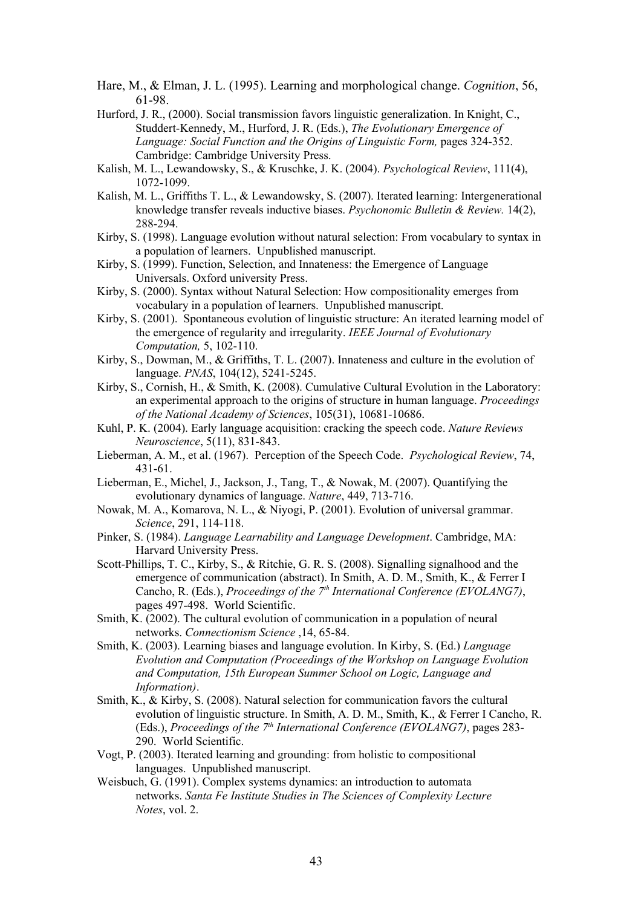Hare, M., & Elman, J. L. (1995). Learning and morphological change. *Cognition*, 56, 61-98.

Hurford, J. R., (2000). Social transmission favors linguistic generalization. In Knight, C., Studdert-Kennedy, M., Hurford, J. R. (Eds.), *The Evolutionary Emergence of Language: Social Function and the Origins of Linguistic Form,* pages 324-352. Cambridge: Cambridge University Press.

Kalish, M. L., Lewandowsky, S., & Kruschke, J. K. (2004). *Psychological Review*, 111(4), 1072-1099.

Kalish, M. L., Griffiths T. L., & Lewandowsky, S. (2007). Iterated learning: Intergenerational knowledge transfer reveals inductive biases. *Psychonomic Bulletin & Review.* 14(2), 288-294.

Kirby, S. (1998). Language evolution without natural selection: From vocabulary to syntax in a population of learners. Unpublished manuscript.

Kirby, S. (1999). Function, Selection, and Innateness: the Emergence of Language Universals. Oxford university Press.

Kirby, S. (2000). Syntax without Natural Selection: How compositionality emerges from vocabulary in a population of learners. Unpublished manuscript.

Kirby, S. (2001). Spontaneous evolution of linguistic structure: An iterated learning model of the emergence of regularity and irregularity. *IEEE Journal of Evolutionary Computation,* 5, 102-110.

Kirby, S., Dowman, M., & Griffiths, T. L. (2007). Innateness and culture in the evolution of language. *PNAS*, 104(12), 5241-5245.

Kirby, S., Cornish, H., & Smith, K. (2008). Cumulative Cultural Evolution in the Laboratory: an experimental approach to the origins of structure in human language. *Proceedings of the National Academy of Sciences*, 105(31), 10681-10686.

Kuhl, P. K. (2004). Early language acquisition: cracking the speech code. *Nature Reviews Neuroscience*, 5(11), 831-843.

Lieberman, A. M., et al. (1967). Perception of the Speech Code. *Psychological Review*, 74, 431-61.

Lieberman, E., Michel, J., Jackson, J., Tang, T., & Nowak, M. (2007). Quantifying the evolutionary dynamics of language. *Nature*, 449, 713-716.

Nowak, M. A., Komarova, N. L., & Niyogi, P. (2001). Evolution of universal grammar. *Science*, 291, 114-118.

Pinker, S. (1984). *Language Learnability and Language Development*. Cambridge, MA: Harvard University Press.

Scott-Phillips, T. C., Kirby, S., & Ritchie, G. R. S. (2008). Signalling signalhood and the emergence of communication (abstract). In Smith, A. D. M., Smith, K., & Ferrer I Cancho, R. (Eds.), *Proceedings of the 7th International Conference (EVOLANG7)*, pages 497-498. World Scientific.

Smith, K. (2002). The cultural evolution of communication in a population of neural networks. *Connectionism Science* ,14, 65-84.

Smith, K. (2003). Learning biases and language evolution. In Kirby, S. (Ed.) *Language Evolution and Computation (Proceedings of the Workshop on Language Evolution and Computation, 15th European Summer School on Logic, Language and Information)*.

Smith, K., & Kirby, S. (2008). Natural selection for communication favors the cultural evolution of linguistic structure. In Smith, A. D. M., Smith, K., & Ferrer I Cancho, R. (Eds.), *Proceedings of the 7th International Conference (EVOLANG7)*, pages 283-290. World Scientific.

Vogt, P. (2003). Iterated learning and grounding: from holistic to compositional languages. Unpublished manuscript.

Weisbuch, G. (1991). Complex systems dynamics: an introduction to automata networks. *Santa Fe Institute Studies in The Sciences of Complexity Lecture Notes*, vol. 2.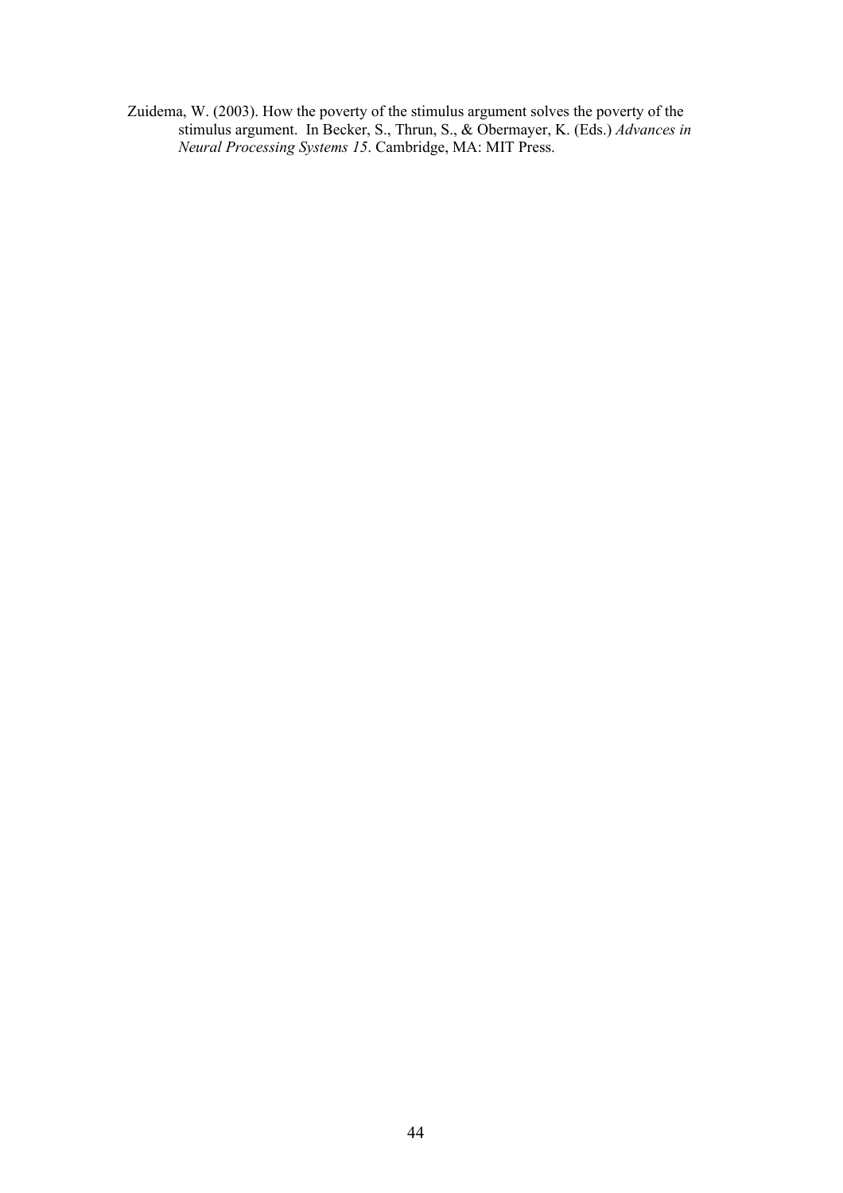Zuidema, W. (2003). How the poverty of the stimulus argument solves the poverty of the stimulus argument. In Becker, S., Thrun, S., & Obermayer, K. (Eds.) *Advances in Neural Processing Systems 15*. Cambridge, MA: MIT Press.